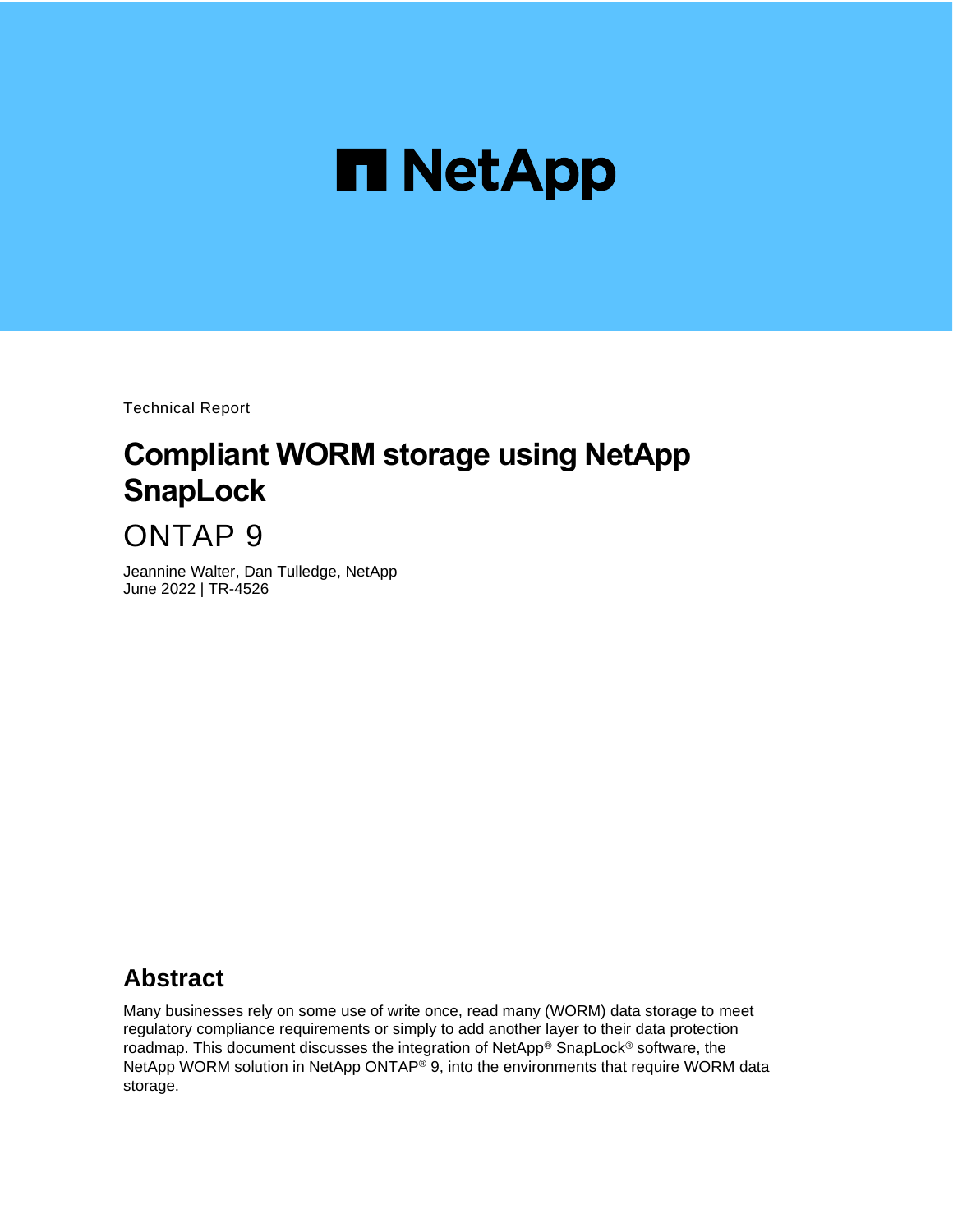NetApp

Technical Report

# Compliant WORM storage using NetApp SnapLock

ONTAP 9

Jeannine Walter, Dan Tulledge, NetApp
June 2022 | TR-4526

## Abstract

Many businesses rely on some use of write once, read many (WORM) data storage to meet regulatory compliance requirements or simply to add another layer to their data protection roadmap. This document discusses the integration of NetApp® SnapLock® software, the NetApp WORM solution in NetApp ONTAP® 9, into the environments that require WORM data storage.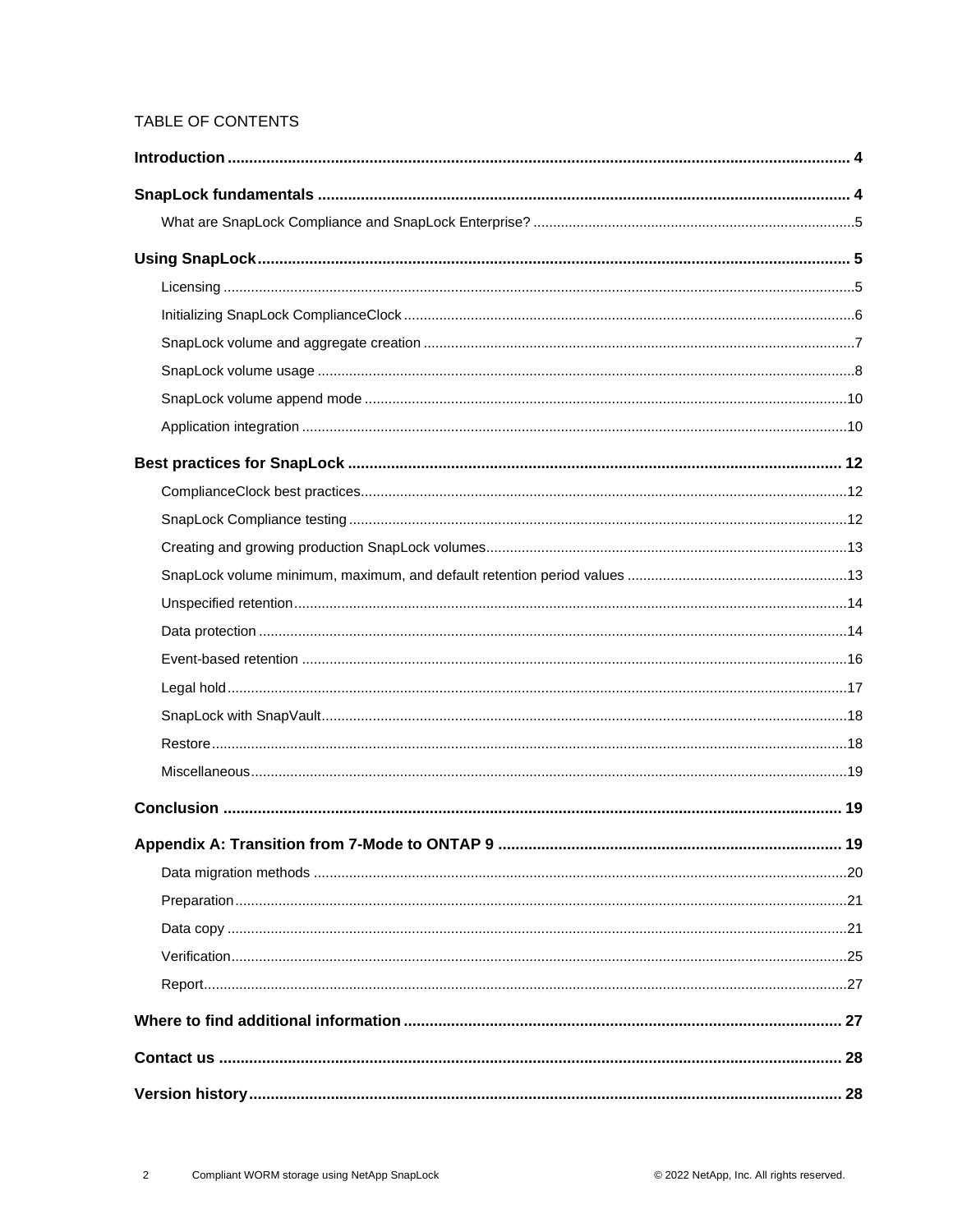TABLE OF CONTENTS

**Introduction** .......... **4**

**SnapLock fundamentals** .......... **4**

- What are SnapLock Compliance and SnapLock Enterprise? .......... 5

**Using SnapLock** .......... **5**

- Licensing .......... 5
- Initializing SnapLock ComplianceClock .......... 6
- SnapLock volume and aggregate creation .......... 7
- SnapLock volume usage .......... 8
- SnapLock volume append mode .......... 10
- Application integration .......... 10

**Best practices for SnapLock** .......... **12**

- ComplianceClock best practices .......... 12
- SnapLock Compliance testing .......... 12
- Creating and growing production SnapLock volumes .......... 13
- SnapLock volume minimum, maximum, and default retention period values .......... 13
- Unspecified retention .......... 14
- Data protection .......... 14
- Event-based retention .......... 16
- Legal hold .......... 17
- SnapLock with SnapVault .......... 18
- Restore .......... 18
- Miscellaneous .......... 19

**Conclusion** .......... **19**

**Appendix A: Transition from 7-Mode to ONTAP 9** .......... **19**

- Data migration methods .......... 20
- Preparation .......... 21
- Data copy .......... 21
- Verification .......... 25
- Report .......... 27

**Where to find additional information** .......... **27**

**Contact us** .......... **28**

**Version history** .......... **28**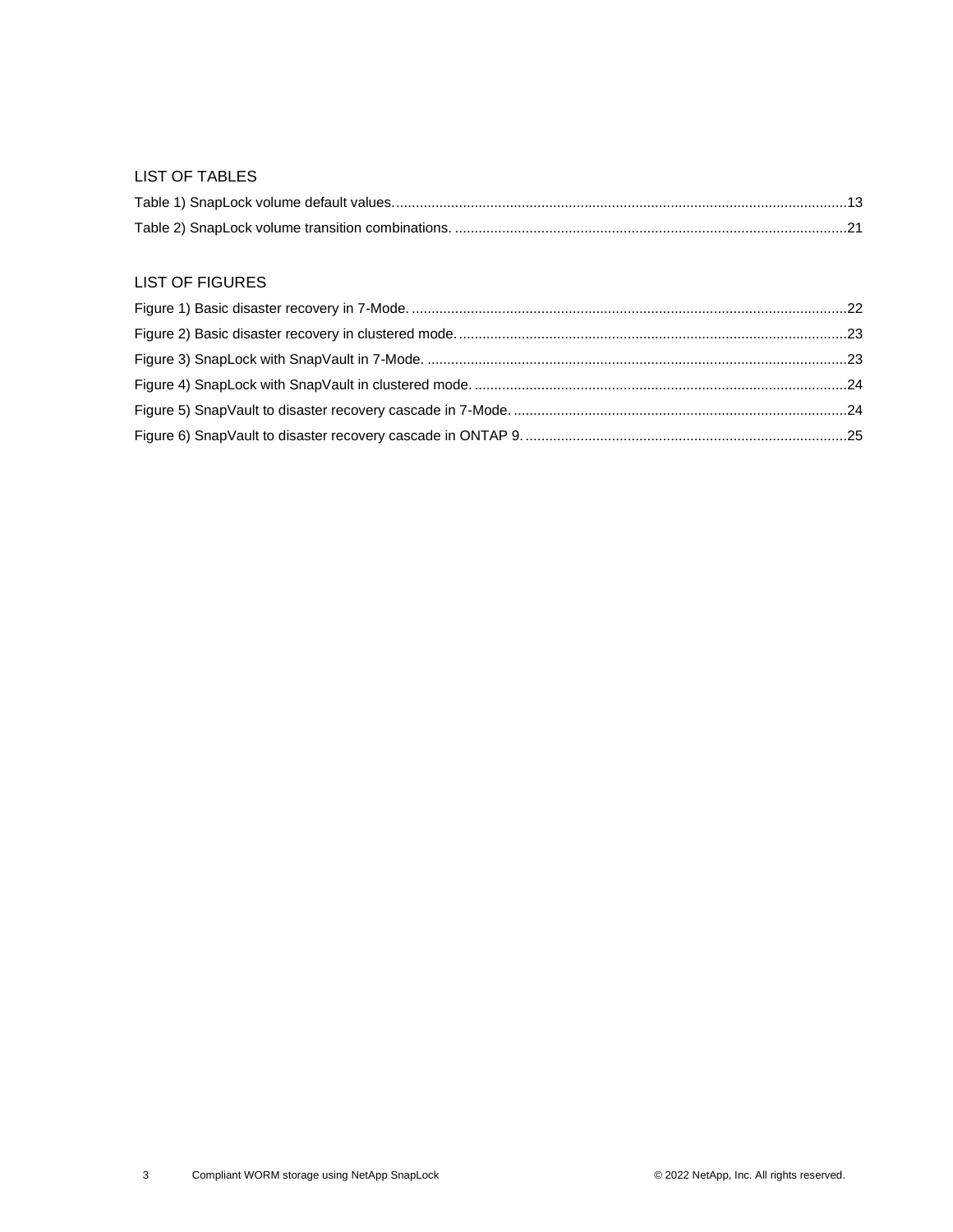## LIST OF TABLES

Table 1) SnapLock volume default values. ....................................................................................................................13

Table 2) SnapLock volume transition combinations. ....................................................................................................21

## LIST OF FIGURES

Figure 1) Basic disaster recovery in 7-Mode. ...............................................................................................................22

Figure 2) Basic disaster recovery in clustered mode. ...................................................................................................23

Figure 3) SnapLock with SnapVault in 7-Mode. ...........................................................................................................23

Figure 4) SnapLock with SnapVault in clustered mode. ...............................................................................................24

Figure 5) SnapVault to disaster recovery cascade in 7-Mode. .....................................................................................24

Figure 6) SnapVault to disaster recovery cascade in ONTAP 9. ..................................................................................25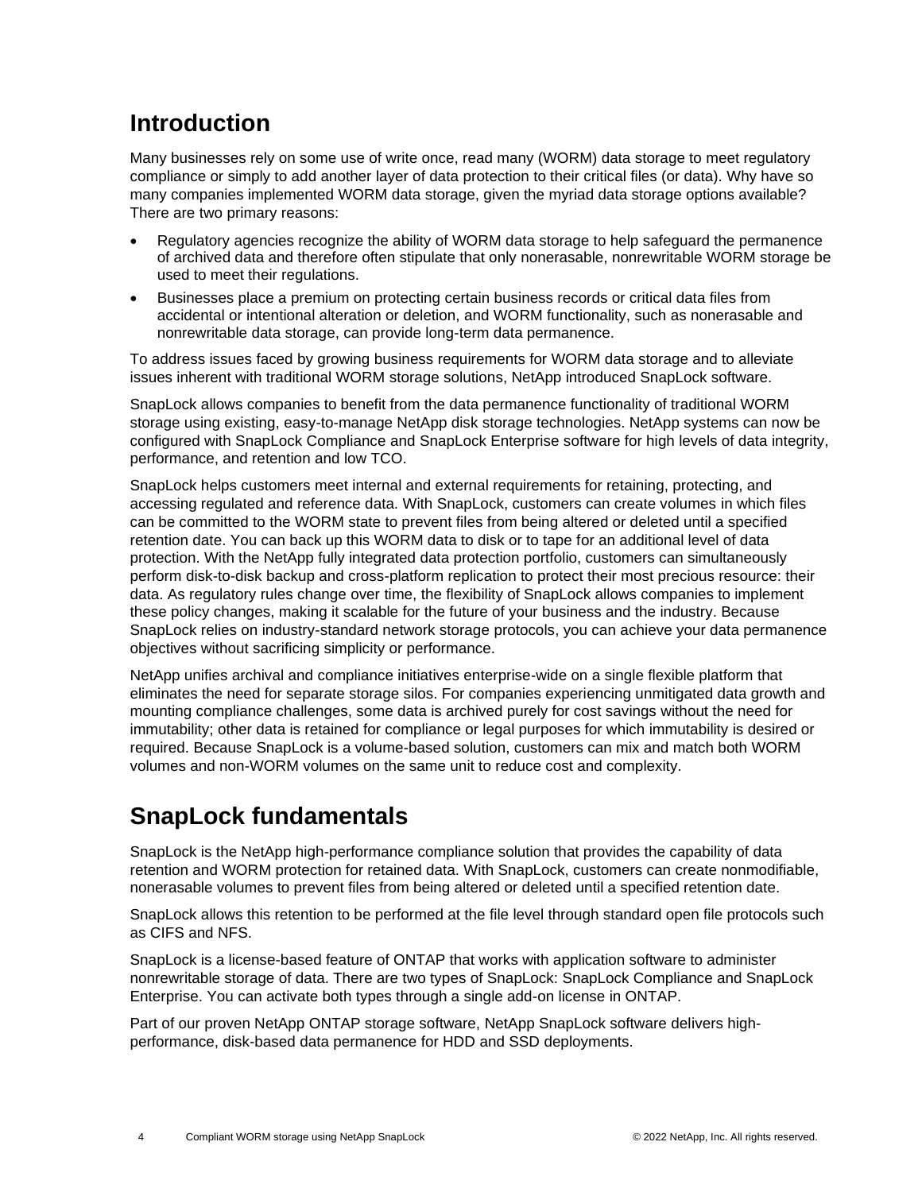## Introduction

Many businesses rely on some use of write once, read many (WORM) data storage to meet regulatory compliance or simply to add another layer of data protection to their critical files (or data). Why have so many companies implemented WORM data storage, given the myriad data storage options available? There are two primary reasons:

- Regulatory agencies recognize the ability of WORM data storage to help safeguard the permanence of archived data and therefore often stipulate that only nonerasable, nonrewritable WORM storage be used to meet their regulations.
- Businesses place a premium on protecting certain business records or critical data files from accidental or intentional alteration or deletion, and WORM functionality, such as nonerasable and nonrewritable data storage, can provide long-term data permanence.

To address issues faced by growing business requirements for WORM data storage and to alleviate issues inherent with traditional WORM storage solutions, NetApp introduced SnapLock software.

SnapLock allows companies to benefit from the data permanence functionality of traditional WORM storage using existing, easy-to-manage NetApp disk storage technologies. NetApp systems can now be configured with SnapLock Compliance and SnapLock Enterprise software for high levels of data integrity, performance, and retention and low TCO.

SnapLock helps customers meet internal and external requirements for retaining, protecting, and accessing regulated and reference data. With SnapLock, customers can create volumes in which files can be committed to the WORM state to prevent files from being altered or deleted until a specified retention date. You can back up this WORM data to disk or to tape for an additional level of data protection. With the NetApp fully integrated data protection portfolio, customers can simultaneously perform disk-to-disk backup and cross-platform replication to protect their most precious resource: their data. As regulatory rules change over time, the flexibility of SnapLock allows companies to implement these policy changes, making it scalable for the future of your business and the industry. Because SnapLock relies on industry-standard network storage protocols, you can achieve your data permanence objectives without sacrificing simplicity or performance.

NetApp unifies archival and compliance initiatives enterprise-wide on a single flexible platform that eliminates the need for separate storage silos. For companies experiencing unmitigated data growth and mounting compliance challenges, some data is archived purely for cost savings without the need for immutability; other data is retained for compliance or legal purposes for which immutability is desired or required. Because SnapLock is a volume-based solution, customers can mix and match both WORM volumes and non-WORM volumes on the same unit to reduce cost and complexity.

## SnapLock fundamentals

SnapLock is the NetApp high-performance compliance solution that provides the capability of data retention and WORM protection for retained data. With SnapLock, customers can create nonmodifiable, nonerasable volumes to prevent files from being altered or deleted until a specified retention date.

SnapLock allows this retention to be performed at the file level through standard open file protocols such as CIFS and NFS.

SnapLock is a license-based feature of ONTAP that works with application software to administer nonrewritable storage of data. There are two types of SnapLock: SnapLock Compliance and SnapLock Enterprise. You can activate both types through a single add-on license in ONTAP.

Part of our proven NetApp ONTAP storage software, NetApp SnapLock software delivers high-performance, disk-based data permanence for HDD and SSD deployments.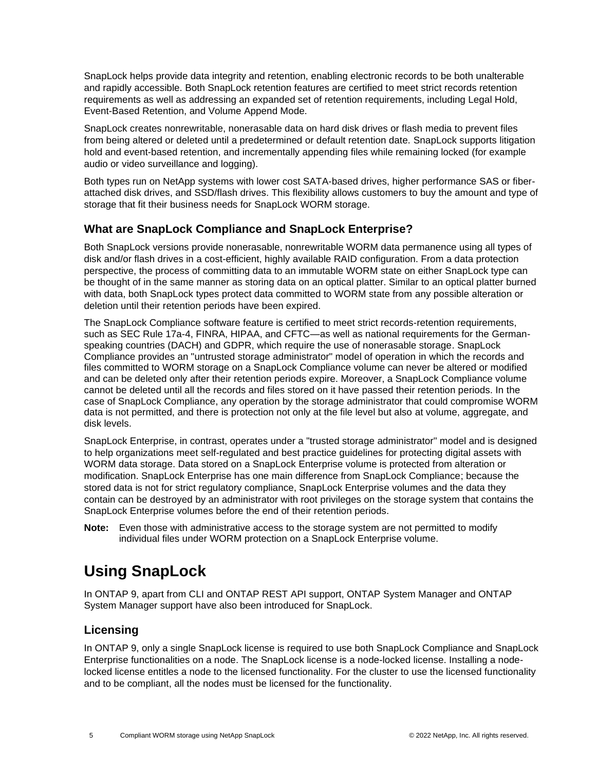SnapLock helps provide data integrity and retention, enabling electronic records to be both unalterable and rapidly accessible. Both SnapLock retention features are certified to meet strict records retention requirements as well as addressing an expanded set of retention requirements, including Legal Hold, Event-Based Retention, and Volume Append Mode.

SnapLock creates nonrewritable, nonerasable data on hard disk drives or flash media to prevent files from being altered or deleted until a predetermined or default retention date. SnapLock supports litigation hold and event-based retention, and incrementally appending files while remaining locked (for example audio or video surveillance and logging).

Both types run on NetApp systems with lower cost SATA-based drives, higher performance SAS or fiber-attached disk drives, and SSD/flash drives. This flexibility allows customers to buy the amount and type of storage that fit their business needs for SnapLock WORM storage.

### What are SnapLock Compliance and SnapLock Enterprise?

Both SnapLock versions provide nonerasable, nonrewritable WORM data permanence using all types of disk and/or flash drives in a cost-efficient, highly available RAID configuration. From a data protection perspective, the process of committing data to an immutable WORM state on either SnapLock type can be thought of in the same manner as storing data on an optical platter. Similar to an optical platter burned with data, both SnapLock types protect data committed to WORM state from any possible alteration or deletion until their retention periods have been expired.

The SnapLock Compliance software feature is certified to meet strict records-retention requirements, such as SEC Rule 17a-4, FINRA, HIPAA, and CFTC—as well as national requirements for the German-speaking countries (DACH) and GDPR, which require the use of nonerasable storage. SnapLock Compliance provides an "untrusted storage administrator" model of operation in which the records and files committed to WORM storage on a SnapLock Compliance volume can never be altered or modified and can be deleted only after their retention periods expire. Moreover, a SnapLock Compliance volume cannot be deleted until all the records and files stored on it have passed their retention periods. In the case of SnapLock Compliance, any operation by the storage administrator that could compromise WORM data is not permitted, and there is protection not only at the file level but also at volume, aggregate, and disk levels.

SnapLock Enterprise, in contrast, operates under a "trusted storage administrator" model and is designed to help organizations meet self-regulated and best practice guidelines for protecting digital assets with WORM data storage. Data stored on a SnapLock Enterprise volume is protected from alteration or modification. SnapLock Enterprise has one main difference from SnapLock Compliance; because the stored data is not for strict regulatory compliance, SnapLock Enterprise volumes and the data they contain can be destroyed by an administrator with root privileges on the storage system that contains the SnapLock Enterprise volumes before the end of their retention periods.

**Note:** Even those with administrative access to the storage system are not permitted to modify individual files under WORM protection on a SnapLock Enterprise volume.

## Using SnapLock

In ONTAP 9, apart from CLI and ONTAP REST API support, ONTAP System Manager and ONTAP System Manager support have also been introduced for SnapLock.

### Licensing

In ONTAP 9, only a single SnapLock license is required to use both SnapLock Compliance and SnapLock Enterprise functionalities on a node. The SnapLock license is a node-locked license. Installing a node-locked license entitles a node to the licensed functionality. For the cluster to use the licensed functionality and to be compliant, all the nodes must be licensed for the functionality.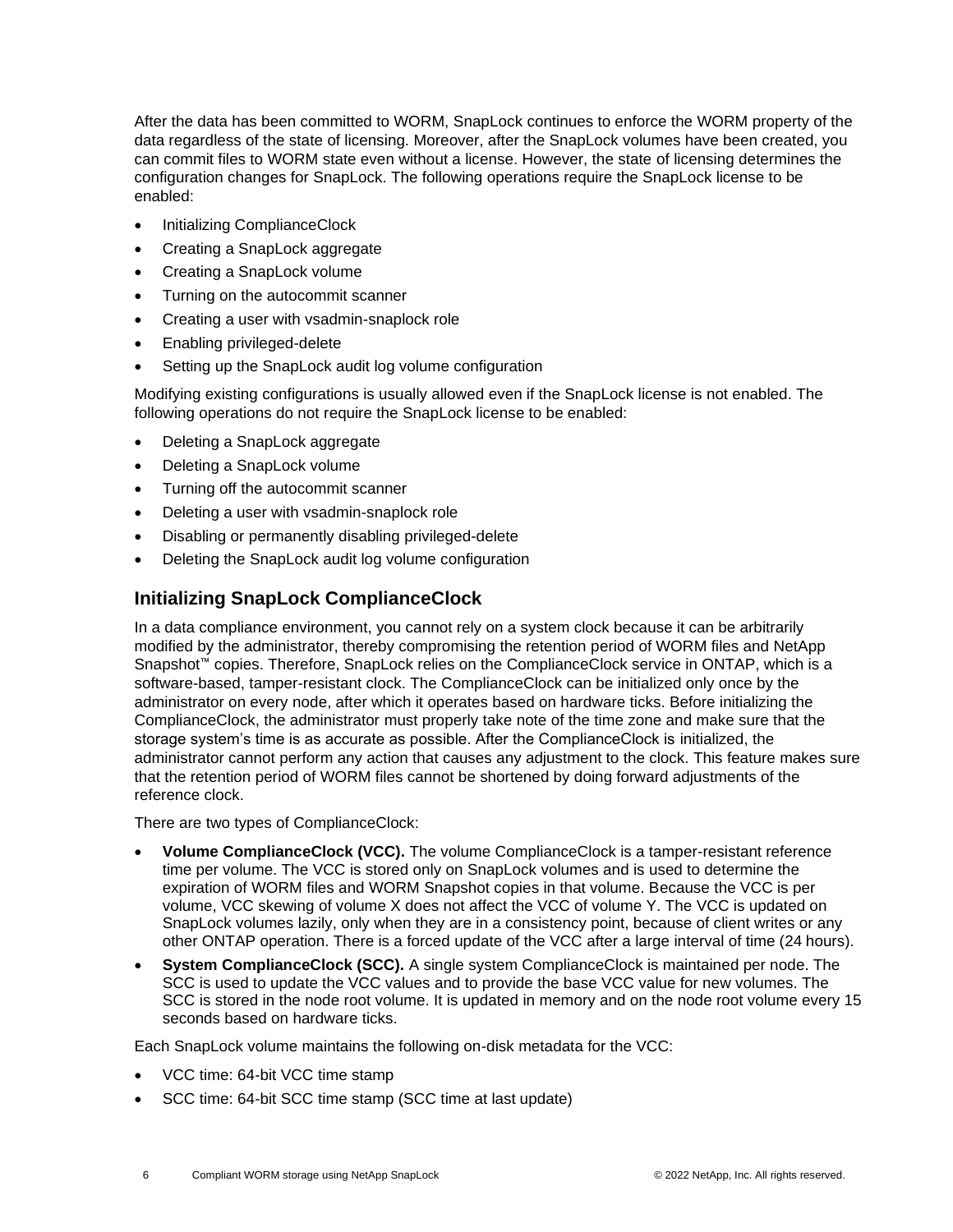After the data has been committed to WORM, SnapLock continues to enforce the WORM property of the data regardless of the state of licensing. Moreover, after the SnapLock volumes have been created, you can commit files to WORM state even without a license. However, the state of licensing determines the configuration changes for SnapLock. The following operations require the SnapLock license to be enabled:

- Initializing ComplianceClock
- Creating a SnapLock aggregate
- Creating a SnapLock volume
- Turning on the autocommit scanner
- Creating a user with vsadmin-snaplock role
- Enabling privileged-delete
- Setting up the SnapLock audit log volume configuration

Modifying existing configurations is usually allowed even if the SnapLock license is not enabled. The following operations do not require the SnapLock license to be enabled:

- Deleting a SnapLock aggregate
- Deleting a SnapLock volume
- Turning off the autocommit scanner
- Deleting a user with vsadmin-snaplock role
- Disabling or permanently disabling privileged-delete
- Deleting the SnapLock audit log volume configuration

## Initializing SnapLock ComplianceClock

In a data compliance environment, you cannot rely on a system clock because it can be arbitrarily modified by the administrator, thereby compromising the retention period of WORM files and NetApp Snapshot™ copies. Therefore, SnapLock relies on the ComplianceClock service in ONTAP, which is a software-based, tamper-resistant clock. The ComplianceClock can be initialized only once by the administrator on every node, after which it operates based on hardware ticks. Before initializing the ComplianceClock, the administrator must properly take note of the time zone and make sure that the storage system's time is as accurate as possible. After the ComplianceClock is initialized, the administrator cannot perform any action that causes any adjustment to the clock. This feature makes sure that the retention period of WORM files cannot be shortened by doing forward adjustments of the reference clock.

There are two types of ComplianceClock:

- **Volume ComplianceClock (VCC).** The volume ComplianceClock is a tamper-resistant reference time per volume. The VCC is stored only on SnapLock volumes and is used to determine the expiration of WORM files and WORM Snapshot copies in that volume. Because the VCC is per volume, VCC skewing of volume X does not affect the VCC of volume Y. The VCC is updated on SnapLock volumes lazily, only when they are in a consistency point, because of client writes or any other ONTAP operation. There is a forced update of the VCC after a large interval of time (24 hours).
- **System ComplianceClock (SCC).** A single system ComplianceClock is maintained per node. The SCC is used to update the VCC values and to provide the base VCC value for new volumes. The SCC is stored in the node root volume. It is updated in memory and on the node root volume every 15 seconds based on hardware ticks.

Each SnapLock volume maintains the following on-disk metadata for the VCC:

- VCC time: 64-bit VCC time stamp
- SCC time: 64-bit SCC time stamp (SCC time at last update)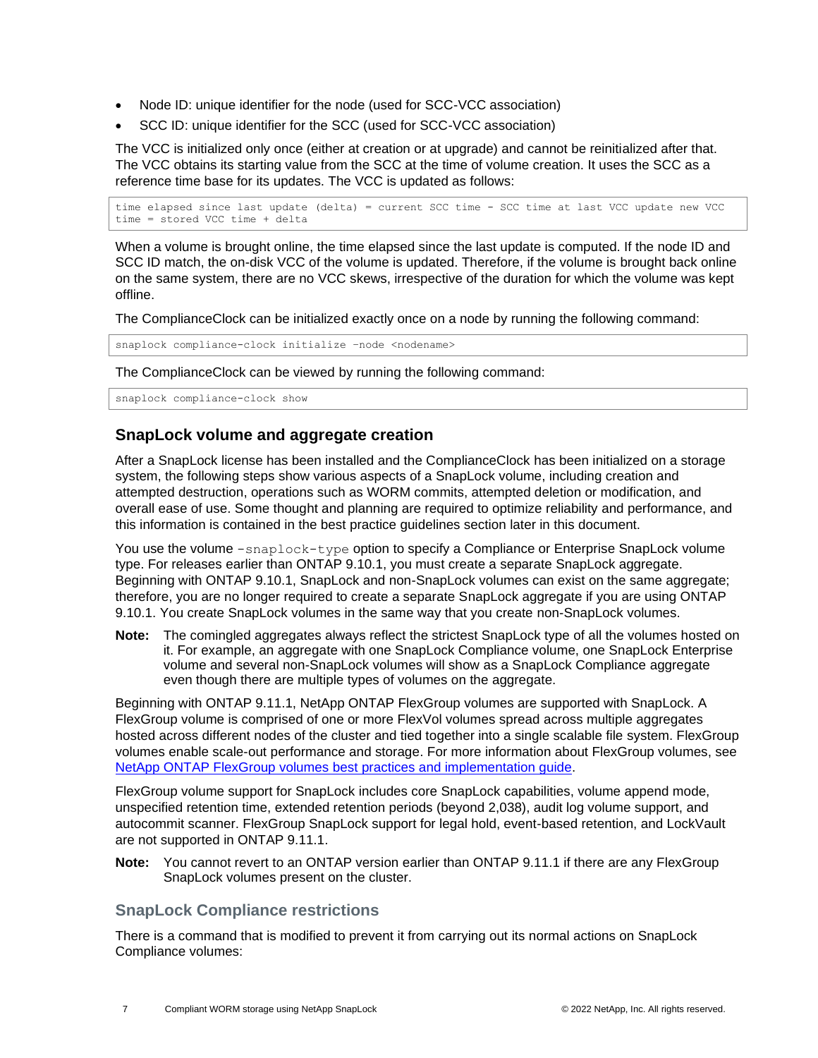- Node ID: unique identifier for the node (used for SCC-VCC association)
- SCC ID: unique identifier for the SCC (used for SCC-VCC association)

The VCC is initialized only once (either at creation or at upgrade) and cannot be reinitialized after that. The VCC obtains its starting value from the SCC at the time of volume creation. It uses the SCC as a reference time base for its updates. The VCC is updated as follows:

```
time elapsed since last update (delta) = current SCC time - SCC time at last VCC update new VCC
time = stored VCC time + delta
```

When a volume is brought online, the time elapsed since the last update is computed. If the node ID and SCC ID match, the on-disk VCC of the volume is updated. Therefore, if the volume is brought back online on the same system, there are no VCC skews, irrespective of the duration for which the volume was kept offline.

The ComplianceClock can be initialized exactly once on a node by running the following command:

```
snaplock compliance-clock initialize -node <nodename>
```

The ComplianceClock can be viewed by running the following command:

```
snaplock compliance-clock show
```

## SnapLock volume and aggregate creation

After a SnapLock license has been installed and the ComplianceClock has been initialized on a storage system, the following steps show various aspects of a SnapLock volume, including creation and attempted destruction, operations such as WORM commits, attempted deletion or modification, and overall ease of use. Some thought and planning are required to optimize reliability and performance, and this information is contained in the best practice guidelines section later in this document.

You use the volume `-snaplock-type` option to specify a Compliance or Enterprise SnapLock volume type. For releases earlier than ONTAP 9.10.1, you must create a separate SnapLock aggregate. Beginning with ONTAP 9.10.1, SnapLock and non-SnapLock volumes can exist on the same aggregate; therefore, you are no longer required to create a separate SnapLock aggregate if you are using ONTAP 9.10.1. You create SnapLock volumes in the same way that you create non-SnapLock volumes.

**Note:** The comingled aggregates always reflect the strictest SnapLock type of all the volumes hosted on it. For example, an aggregate with one SnapLock Compliance volume, one SnapLock Enterprise volume and several non-SnapLock volumes will show as a SnapLock Compliance aggregate even though there are multiple types of volumes on the aggregate.

Beginning with ONTAP 9.11.1, NetApp ONTAP FlexGroup volumes are supported with SnapLock. A FlexGroup volume is comprised of one or more FlexVol volumes spread across multiple aggregates hosted across different nodes of the cluster and tied together into a single scalable file system. FlexGroup volumes enable scale-out performance and storage. For more information about FlexGroup volumes, see NetApp ONTAP FlexGroup volumes best practices and implementation guide.

FlexGroup volume support for SnapLock includes core SnapLock capabilities, volume append mode, unspecified retention time, extended retention periods (beyond 2,038), audit log volume support, and autocommit scanner. FlexGroup SnapLock support for legal hold, event-based retention, and LockVault are not supported in ONTAP 9.11.1.

**Note:** You cannot revert to an ONTAP version earlier than ONTAP 9.11.1 if there are any FlexGroup SnapLock volumes present on the cluster.

### SnapLock Compliance restrictions

There is a command that is modified to prevent it from carrying out its normal actions on SnapLock Compliance volumes: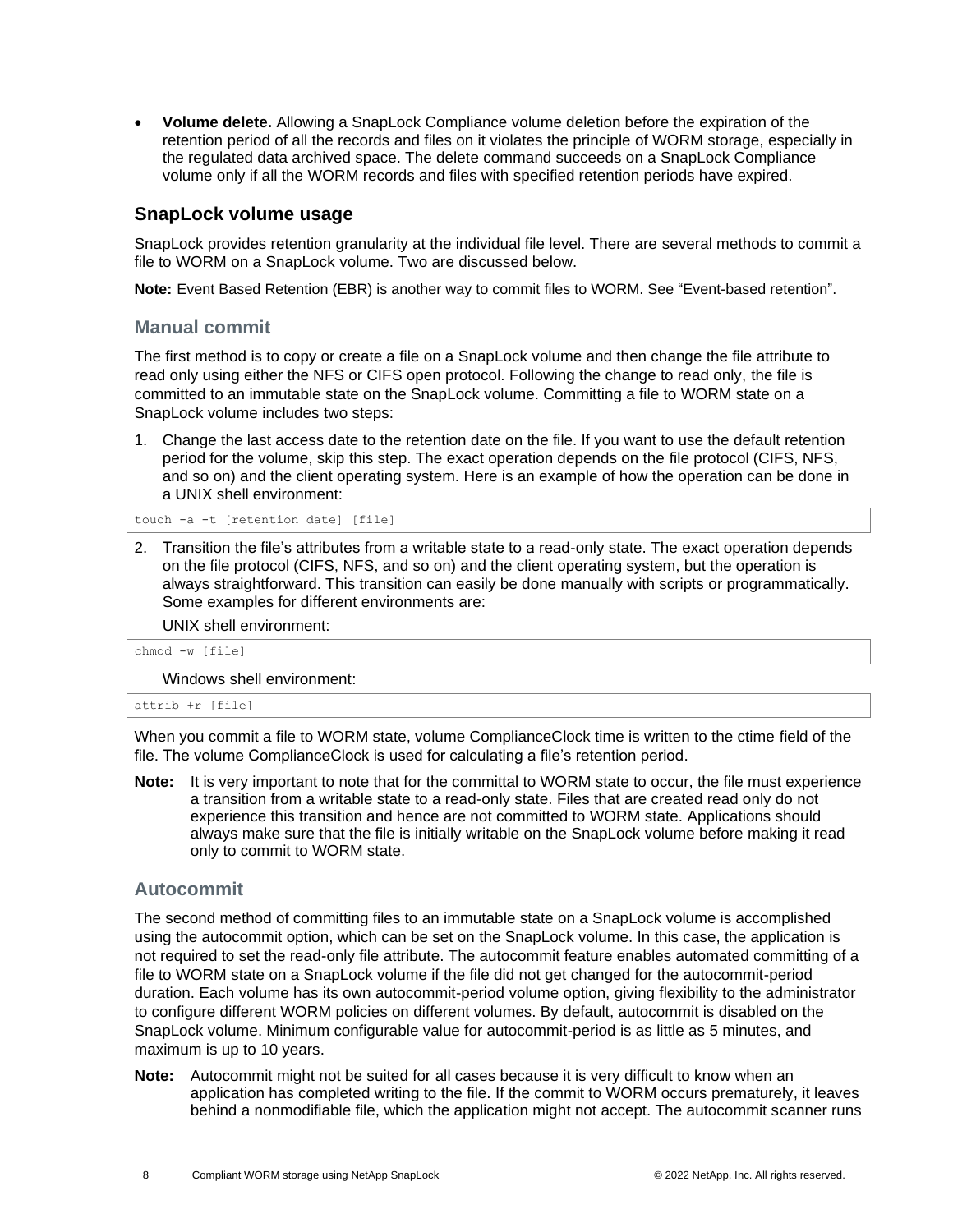- **Volume delete.** Allowing a SnapLock Compliance volume deletion before the expiration of the retention period of all the records and files on it violates the principle of WORM storage, especially in the regulated data archived space. The delete command succeeds on a SnapLock Compliance volume only if all the WORM records and files with specified retention periods have expired.

## SnapLock volume usage

SnapLock provides retention granularity at the individual file level. There are several methods to commit a file to WORM on a SnapLock volume. Two are discussed below.

**Note:** Event Based Retention (EBR) is another way to commit files to WORM. See "Event-based retention".

### Manual commit

The first method is to copy or create a file on a SnapLock volume and then change the file attribute to read only using either the NFS or CIFS open protocol. Following the change to read only, the file is committed to an immutable state on the SnapLock volume. Committing a file to WORM state on a SnapLock volume includes two steps:

1. Change the last access date to the retention date on the file. If you want to use the default retention period for the volume, skip this step. The exact operation depends on the file protocol (CIFS, NFS, and so on) and the client operating system. Here is an example of how the operation can be done in a UNIX shell environment:

```
touch -a -t [retention date] [file]
```

2. Transition the file's attributes from a writable state to a read-only state. The exact operation depends on the file protocol (CIFS, NFS, and so on) and the client operating system, but the operation is always straightforward. This transition can easily be done manually with scripts or programmatically. Some examples for different environments are:

   UNIX shell environment:

```
chmod -w [file]
```

   Windows shell environment:

```
attrib +r [file]
```

When you commit a file to WORM state, volume ComplianceClock time is written to the ctime field of the file. The volume ComplianceClock is used for calculating a file's retention period.

**Note:** It is very important to note that for the committal to WORM state to occur, the file must experience a transition from a writable state to a read-only state. Files that are created read only do not experience this transition and hence are not committed to WORM state. Applications should always make sure that the file is initially writable on the SnapLock volume before making it read only to commit to WORM state.

### Autocommit

The second method of committing files to an immutable state on a SnapLock volume is accomplished using the autocommit option, which can be set on the SnapLock volume. In this case, the application is not required to set the read-only file attribute. The autocommit feature enables automated committing of a file to WORM state on a SnapLock volume if the file did not get changed for the autocommit-period duration. Each volume has its own autocommit-period volume option, giving flexibility to the administrator to configure different WORM policies on different volumes. By default, autocommit is disabled on the SnapLock volume. Minimum configurable value for autocommit-period is as little as 5 minutes, and maximum is up to 10 years.

**Note:** Autocommit might not be suited for all cases because it is very difficult to know when an application has completed writing to the file. If the commit to WORM occurs prematurely, it leaves behind a nonmodifiable file, which the application might not accept. The autocommit scanner runs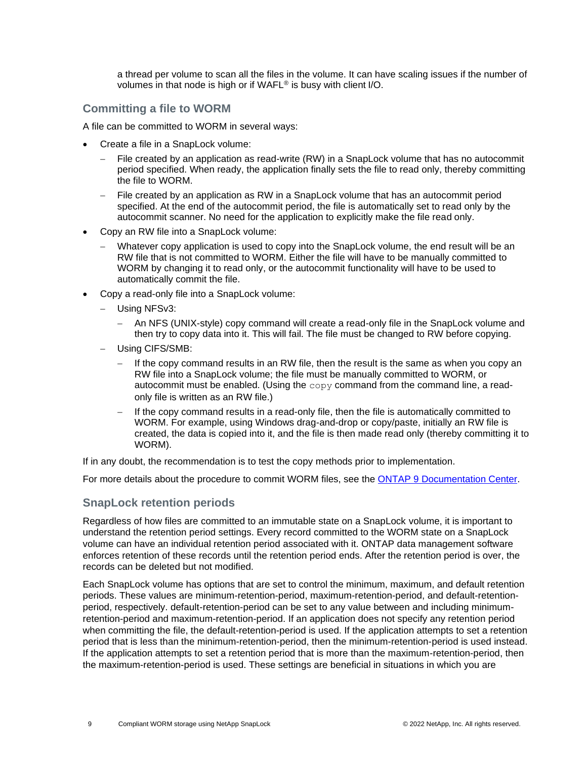a thread per volume to scan all the files in the volume. It can have scaling issues if the number of volumes in that node is high or if WAFL® is busy with client I/O.

## Committing a file to WORM

A file can be committed to WORM in several ways:

- Create a file in a SnapLock volume:
  - File created by an application as read-write (RW) in a SnapLock volume that has no autocommit period specified. When ready, the application finally sets the file to read only, thereby committing the file to WORM.
  - File created by an application as RW in a SnapLock volume that has an autocommit period specified. At the end of the autocommit period, the file is automatically set to read only by the autocommit scanner. No need for the application to explicitly make the file read only.
- Copy an RW file into a SnapLock volume:
  - Whatever copy application is used to copy into the SnapLock volume, the end result will be an RW file that is not committed to WORM. Either the file will have to be manually committed to WORM by changing it to read only, or the autocommit functionality will have to be used to automatically commit the file.
- Copy a read-only file into a SnapLock volume:
  - Using NFSv3:
    - An NFS (UNIX-style) copy command will create a read-only file in the SnapLock volume and then try to copy data into it. This will fail. The file must be changed to RW before copying.
  - Using CIFS/SMB:
    - If the copy command results in an RW file, then the result is the same as when you copy an RW file into a SnapLock volume; the file must be manually committed to WORM, or autocommit must be enabled. (Using the `copy` command from the command line, a read-only file is written as an RW file.)
    - If the copy command results in a read-only file, then the file is automatically committed to WORM. For example, using Windows drag-and-drop or copy/paste, initially an RW file is created, the data is copied into it, and the file is then made read only (thereby committing it to WORM).

If in any doubt, the recommendation is to test the copy methods prior to implementation.

For more details about the procedure to commit WORM files, see the [ONTAP 9 Documentation Center](ONTAP 9 Documentation Center).

## SnapLock retention periods

Regardless of how files are committed to an immutable state on a SnapLock volume, it is important to understand the retention period settings. Every record committed to the WORM state on a SnapLock volume can have an individual retention period associated with it. ONTAP data management software enforces retention of these records until the retention period ends. After the retention period is over, the records can be deleted but not modified.

Each SnapLock volume has options that are set to control the minimum, maximum, and default retention periods. These values are minimum-retention-period, maximum-retention-period, and default-retention-period, respectively. default-retention-period can be set to any value between and including minimum-retention-period and maximum-retention-period. If an application does not specify any retention period when committing the file, the default-retention-period is used. If the application attempts to set a retention period that is less than the minimum-retention-period, then the minimum-retention-period is used instead. If the application attempts to set a retention period that is more than the maximum-retention-period, then the maximum-retention-period is used. These settings are beneficial in situations in which you are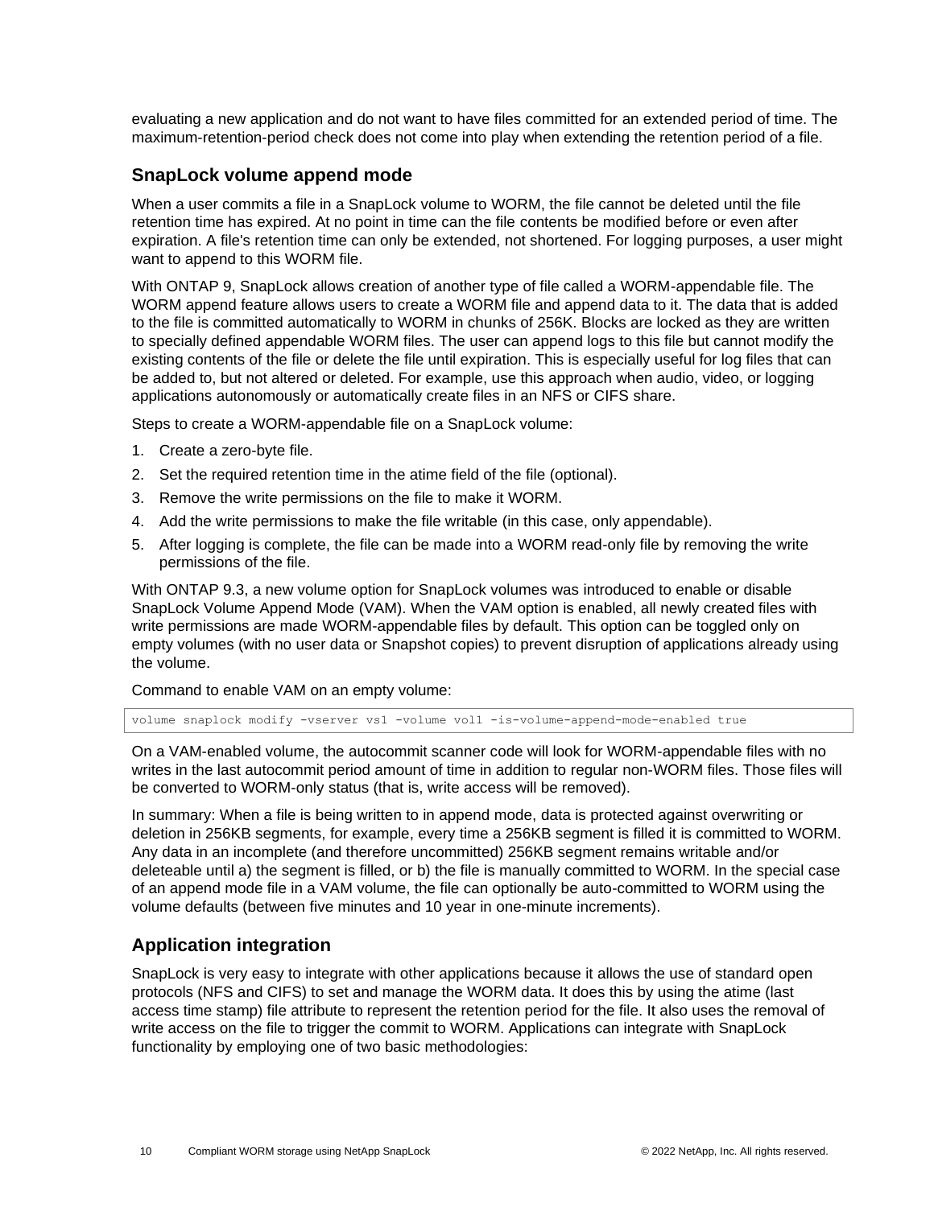evaluating a new application and do not want to have files committed for an extended period of time. The maximum-retention-period check does not come into play when extending the retention period of a file.

## SnapLock volume append mode

When a user commits a file in a SnapLock volume to WORM, the file cannot be deleted until the file retention time has expired. At no point in time can the file contents be modified before or even after expiration. A file's retention time can only be extended, not shortened. For logging purposes, a user might want to append to this WORM file.

With ONTAP 9, SnapLock allows creation of another type of file called a WORM-appendable file. The WORM append feature allows users to create a WORM file and append data to it. The data that is added to the file is committed automatically to WORM in chunks of 256K. Blocks are locked as they are written to specially defined appendable WORM files. The user can append logs to this file but cannot modify the existing contents of the file or delete the file until expiration. This is especially useful for log files that can be added to, but not altered or deleted. For example, use this approach when audio, video, or logging applications autonomously or automatically create files in an NFS or CIFS share.

Steps to create a WORM-appendable file on a SnapLock volume:

1. Create a zero-byte file.
2. Set the required retention time in the atime field of the file (optional).
3. Remove the write permissions on the file to make it WORM.
4. Add the write permissions to make the file writable (in this case, only appendable).
5. After logging is complete, the file can be made into a WORM read-only file by removing the write permissions of the file.

With ONTAP 9.3, a new volume option for SnapLock volumes was introduced to enable or disable SnapLock Volume Append Mode (VAM). When the VAM option is enabled, all newly created files with write permissions are made WORM-appendable files by default. This option can be toggled only on empty volumes (with no user data or Snapshot copies) to prevent disruption of applications already using the volume.

Command to enable VAM on an empty volume:

```
volume snaplock modify -vserver vs1 -volume vol1 -is-volume-append-mode-enabled true
```

On a VAM-enabled volume, the autocommit scanner code will look for WORM-appendable files with no writes in the last autocommit period amount of time in addition to regular non-WORM files. Those files will be converted to WORM-only status (that is, write access will be removed).

In summary: When a file is being written to in append mode, data is protected against overwriting or deletion in 256KB segments, for example, every time a 256KB segment is filled it is committed to WORM. Any data in an incomplete (and therefore uncommitted) 256KB segment remains writable and/or deleteable until a) the segment is filled, or b) the file is manually committed to WORM. In the special case of an append mode file in a VAM volume, the file can optionally be auto-committed to WORM using the volume defaults (between five minutes and 10 year in one-minute increments).

## Application integration

SnapLock is very easy to integrate with other applications because it allows the use of standard open protocols (NFS and CIFS) to set and manage the WORM data. It does this by using the atime (last access time stamp) file attribute to represent the retention period for the file. It also uses the removal of write access on the file to trigger the commit to WORM. Applications can integrate with SnapLock functionality by employing one of two basic methodologies: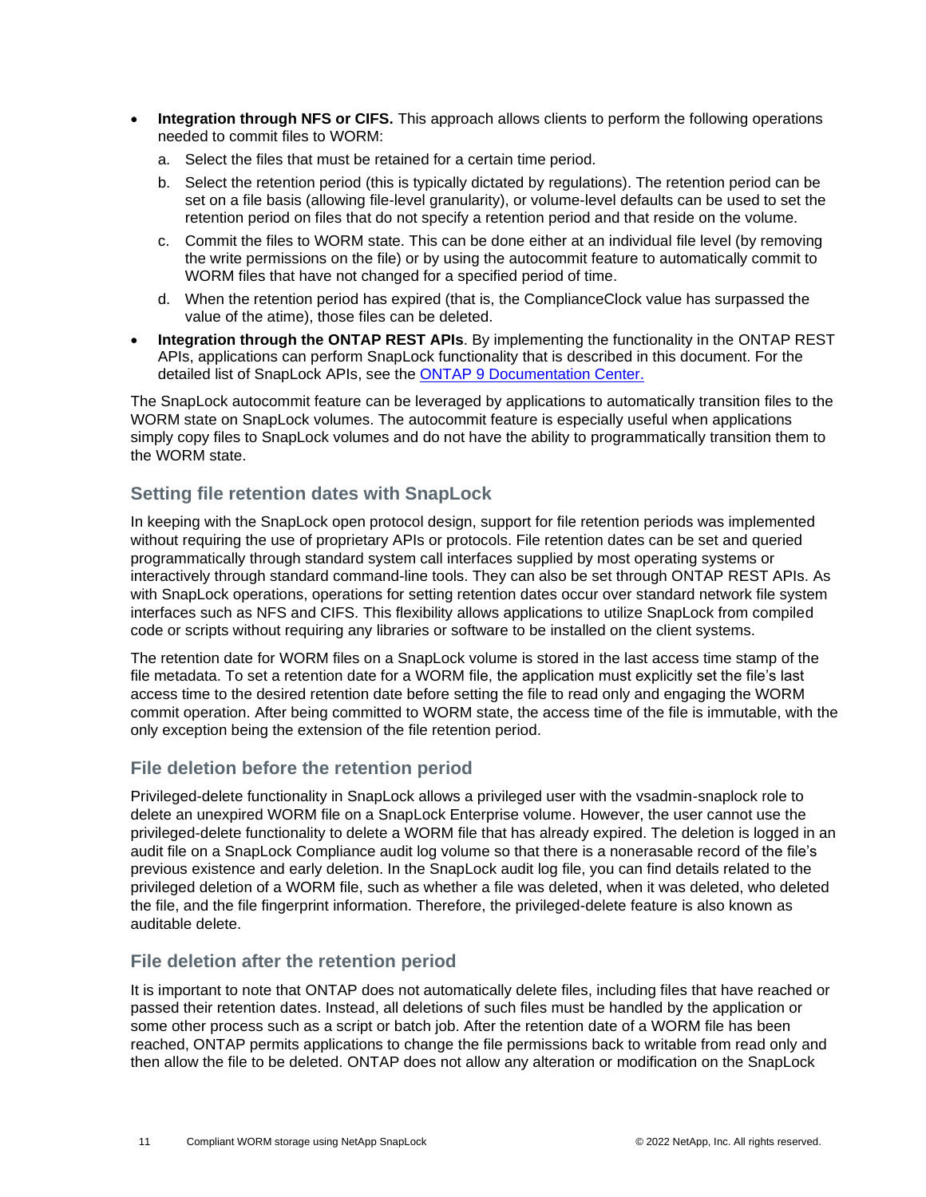- **Integration through NFS or CIFS.** This approach allows clients to perform the following operations needed to commit files to WORM:
  a. Select the files that must be retained for a certain time period.
  b. Select the retention period (this is typically dictated by regulations). The retention period can be set on a file basis (allowing file-level granularity), or volume-level defaults can be used to set the retention period on files that do not specify a retention period and that reside on the volume.
  c. Commit the files to WORM state. This can be done either at an individual file level (by removing the write permissions on the file) or by using the autocommit feature to automatically commit to WORM files that have not changed for a specified period of time.
  d. When the retention period has expired (that is, the ComplianceClock value has surpassed the value of the atime), those files can be deleted.
- **Integration through the ONTAP REST APIs**. By implementing the functionality in the ONTAP REST APIs, applications can perform SnapLock functionality that is described in this document. For the detailed list of SnapLock APIs, see the [ONTAP 9 Documentation Center.]()

The SnapLock autocommit feature can be leveraged by applications to automatically transition files to the WORM state on SnapLock volumes. The autocommit feature is especially useful when applications simply copy files to SnapLock volumes and do not have the ability to programmatically transition them to the WORM state.

## Setting file retention dates with SnapLock

In keeping with the SnapLock open protocol design, support for file retention periods was implemented without requiring the use of proprietary APIs or protocols. File retention dates can be set and queried programmatically through standard system call interfaces supplied by most operating systems or interactively through standard command-line tools. They can also be set through ONTAP REST APIs. As with SnapLock operations, operations for setting retention dates occur over standard network file system interfaces such as NFS and CIFS. This flexibility allows applications to utilize SnapLock from compiled code or scripts without requiring any libraries or software to be installed on the client systems.

The retention date for WORM files on a SnapLock volume is stored in the last access time stamp of the file metadata. To set a retention date for a WORM file, the application must explicitly set the file's last access time to the desired retention date before setting the file to read only and engaging the WORM commit operation. After being committed to WORM state, the access time of the file is immutable, with the only exception being the extension of the file retention period.

## File deletion before the retention period

Privileged-delete functionality in SnapLock allows a privileged user with the vsadmin-snaplock role to delete an unexpired WORM file on a SnapLock Enterprise volume. However, the user cannot use the privileged-delete functionality to delete a WORM file that has already expired. The deletion is logged in an audit file on a SnapLock Compliance audit log volume so that there is a nonerasable record of the file's previous existence and early deletion. In the SnapLock audit log file, you can find details related to the privileged deletion of a WORM file, such as whether a file was deleted, when it was deleted, who deleted the file, and the file fingerprint information. Therefore, the privileged-delete feature is also known as auditable delete.

## File deletion after the retention period

It is important to note that ONTAP does not automatically delete files, including files that have reached or passed their retention dates. Instead, all deletions of such files must be handled by the application or some other process such as a script or batch job. After the retention date of a WORM file has been reached, ONTAP permits applications to change the file permissions back to writable from read only and then allow the file to be deleted. ONTAP does not allow any alteration or modification on the SnapLock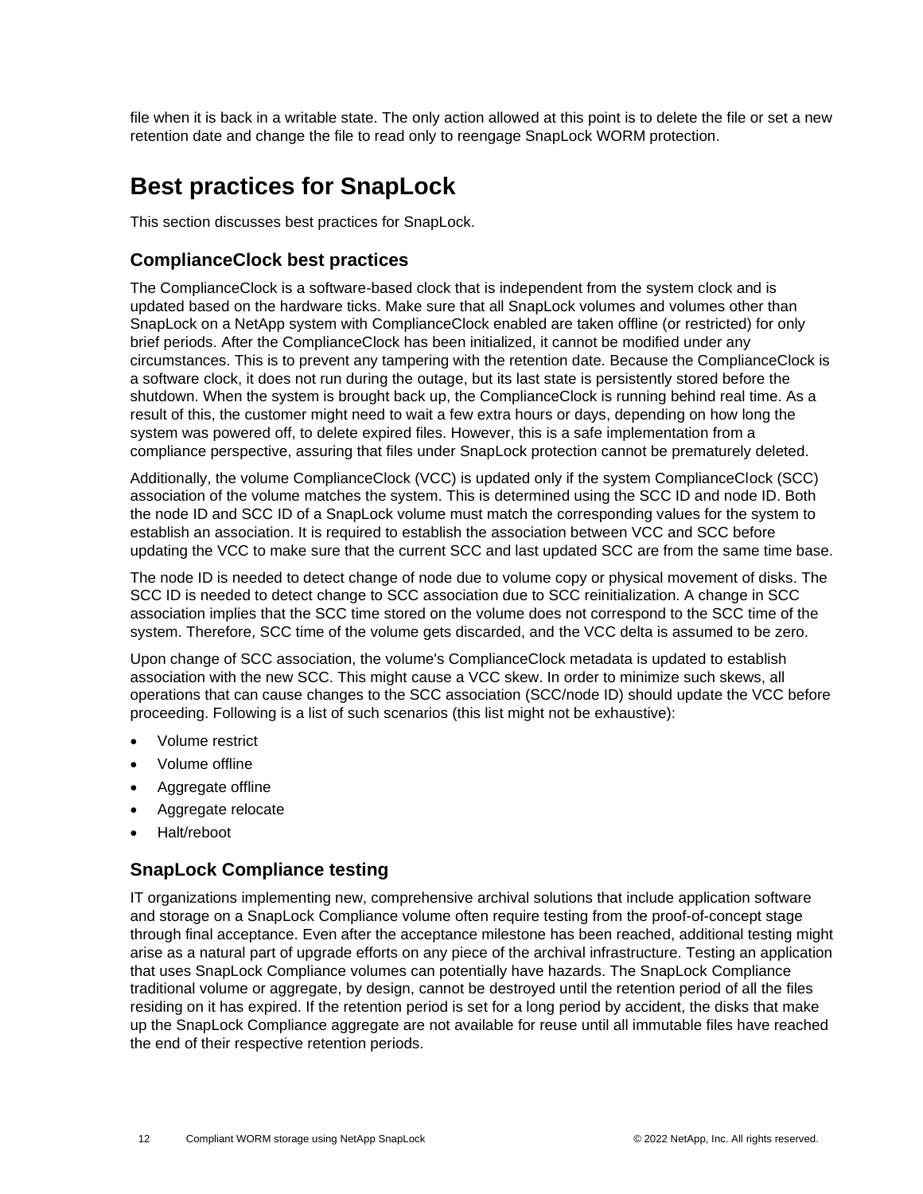file when it is back in a writable state. The only action allowed at this point is to delete the file or set a new retention date and change the file to read only to reengage SnapLock WORM protection.

# Best practices for SnapLock

This section discusses best practices for SnapLock.

## ComplianceClock best practices

The ComplianceClock is a software-based clock that is independent from the system clock and is updated based on the hardware ticks. Make sure that all SnapLock volumes and volumes other than SnapLock on a NetApp system with ComplianceClock enabled are taken offline (or restricted) for only brief periods. After the ComplianceClock has been initialized, it cannot be modified under any circumstances. This is to prevent any tampering with the retention date. Because the ComplianceClock is a software clock, it does not run during the outage, but its last state is persistently stored before the shutdown. When the system is brought back up, the ComplianceClock is running behind real time. As a result of this, the customer might need to wait a few extra hours or days, depending on how long the system was powered off, to delete expired files. However, this is a safe implementation from a compliance perspective, assuring that files under SnapLock protection cannot be prematurely deleted.

Additionally, the volume ComplianceClock (VCC) is updated only if the system ComplianceClock (SCC) association of the volume matches the system. This is determined using the SCC ID and node ID. Both the node ID and SCC ID of a SnapLock volume must match the corresponding values for the system to establish an association. It is required to establish the association between VCC and SCC before updating the VCC to make sure that the current SCC and last updated SCC are from the same time base.

The node ID is needed to detect change of node due to volume copy or physical movement of disks. The SCC ID is needed to detect change to SCC association due to SCC reinitialization. A change in SCC association implies that the SCC time stored on the volume does not correspond to the SCC time of the system. Therefore, SCC time of the volume gets discarded, and the VCC delta is assumed to be zero.

Upon change of SCC association, the volume's ComplianceClock metadata is updated to establish association with the new SCC. This might cause a VCC skew. In order to minimize such skews, all operations that can cause changes to the SCC association (SCC/node ID) should update the VCC before proceeding. Following is a list of such scenarios (this list might not be exhaustive):

- Volume restrict
- Volume offline
- Aggregate offline
- Aggregate relocate
- Halt/reboot

## SnapLock Compliance testing

IT organizations implementing new, comprehensive archival solutions that include application software and storage on a SnapLock Compliance volume often require testing from the proof-of-concept stage through final acceptance. Even after the acceptance milestone has been reached, additional testing might arise as a natural part of upgrade efforts on any piece of the archival infrastructure. Testing an application that uses SnapLock Compliance volumes can potentially have hazards. The SnapLock Compliance traditional volume or aggregate, by design, cannot be destroyed until the retention period of all the files residing on it has expired. If the retention period is set for a long period by accident, the disks that make up the SnapLock Compliance aggregate are not available for reuse until all immutable files have reached the end of their respective retention periods.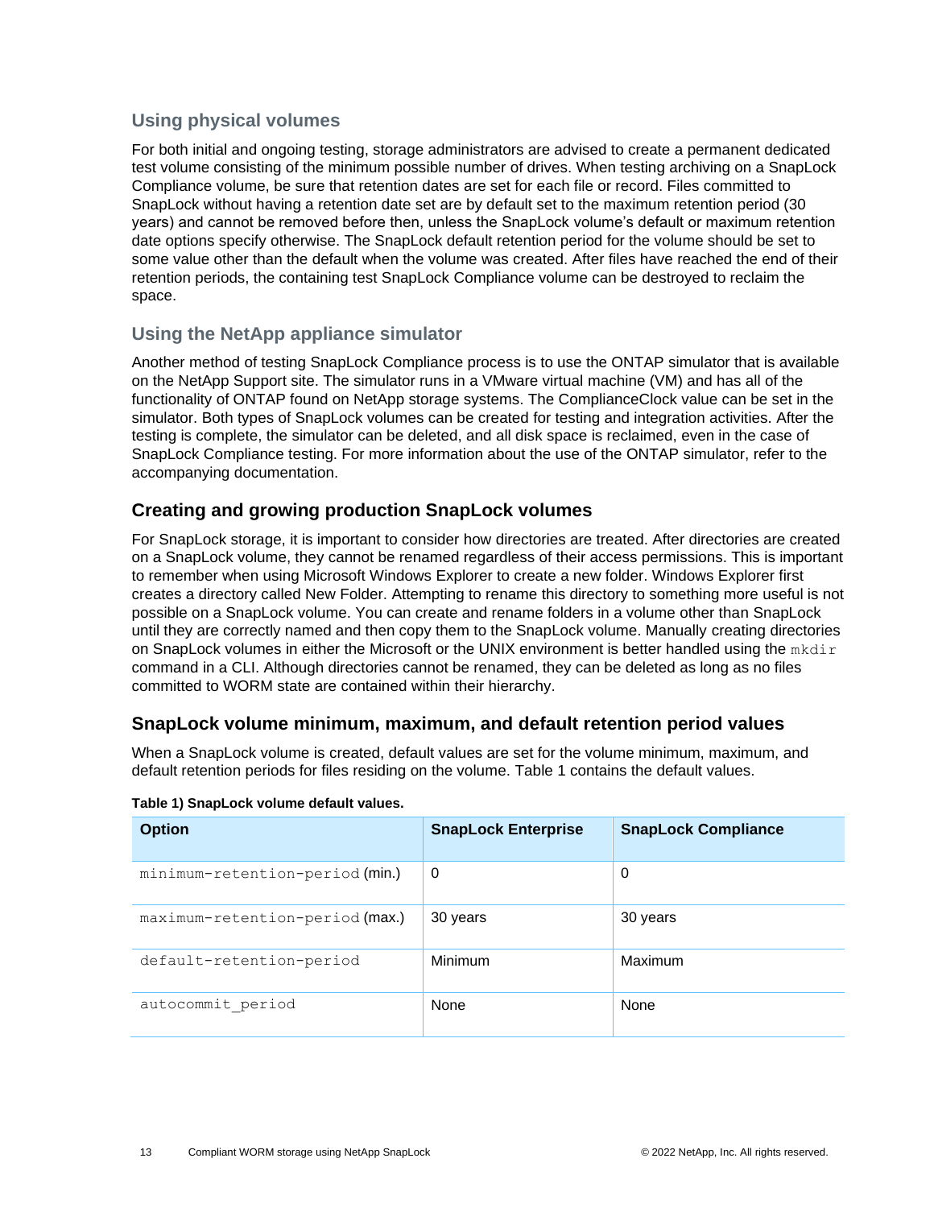### Using physical volumes

For both initial and ongoing testing, storage administrators are advised to create a permanent dedicated test volume consisting of the minimum possible number of drives. When testing archiving on a SnapLock Compliance volume, be sure that retention dates are set for each file or record. Files committed to SnapLock without having a retention date set are by default set to the maximum retention period (30 years) and cannot be removed before then, unless the SnapLock volume's default or maximum retention date options specify otherwise. The SnapLock default retention period for the volume should be set to some value other than the default when the volume was created. After files have reached the end of their retention periods, the containing test SnapLock Compliance volume can be destroyed to reclaim the space.

### Using the NetApp appliance simulator

Another method of testing SnapLock Compliance process is to use the ONTAP simulator that is available on the NetApp Support site. The simulator runs in a VMware virtual machine (VM) and has all of the functionality of ONTAP found on NetApp storage systems. The ComplianceClock value can be set in the simulator. Both types of SnapLock volumes can be created for testing and integration activities. After the testing is complete, the simulator can be deleted, and all disk space is reclaimed, even in the case of SnapLock Compliance testing. For more information about the use of the ONTAP simulator, refer to the accompanying documentation.

## Creating and growing production SnapLock volumes

For SnapLock storage, it is important to consider how directories are treated. After directories are created on a SnapLock volume, they cannot be renamed regardless of their access permissions. This is important to remember when using Microsoft Windows Explorer to create a new folder. Windows Explorer first creates a directory called New Folder. Attempting to rename this directory to something more useful is not possible on a SnapLock volume. You can create and rename folders in a volume other than SnapLock until they are correctly named and then copy them to the SnapLock volume. Manually creating directories on SnapLock volumes in either the Microsoft or the UNIX environment is better handled using the `mkdir` command in a CLI. Although directories cannot be renamed, they can be deleted as long as no files committed to WORM state are contained within their hierarchy.

## SnapLock volume minimum, maximum, and default retention period values

When a SnapLock volume is created, default values are set for the volume minimum, maximum, and default retention periods for files residing on the volume. Table 1 contains the default values.

**Table 1) SnapLock volume default values.**

| Option | SnapLock Enterprise | SnapLock Compliance |
|---|---|---|
| `minimum-retention-period` (min.) | 0 | 0 |
| `maximum-retention-period` (max.) | 30 years | 30 years |
| `default-retention-period` | Minimum | Maximum |
| `autocommit_period` | None | None |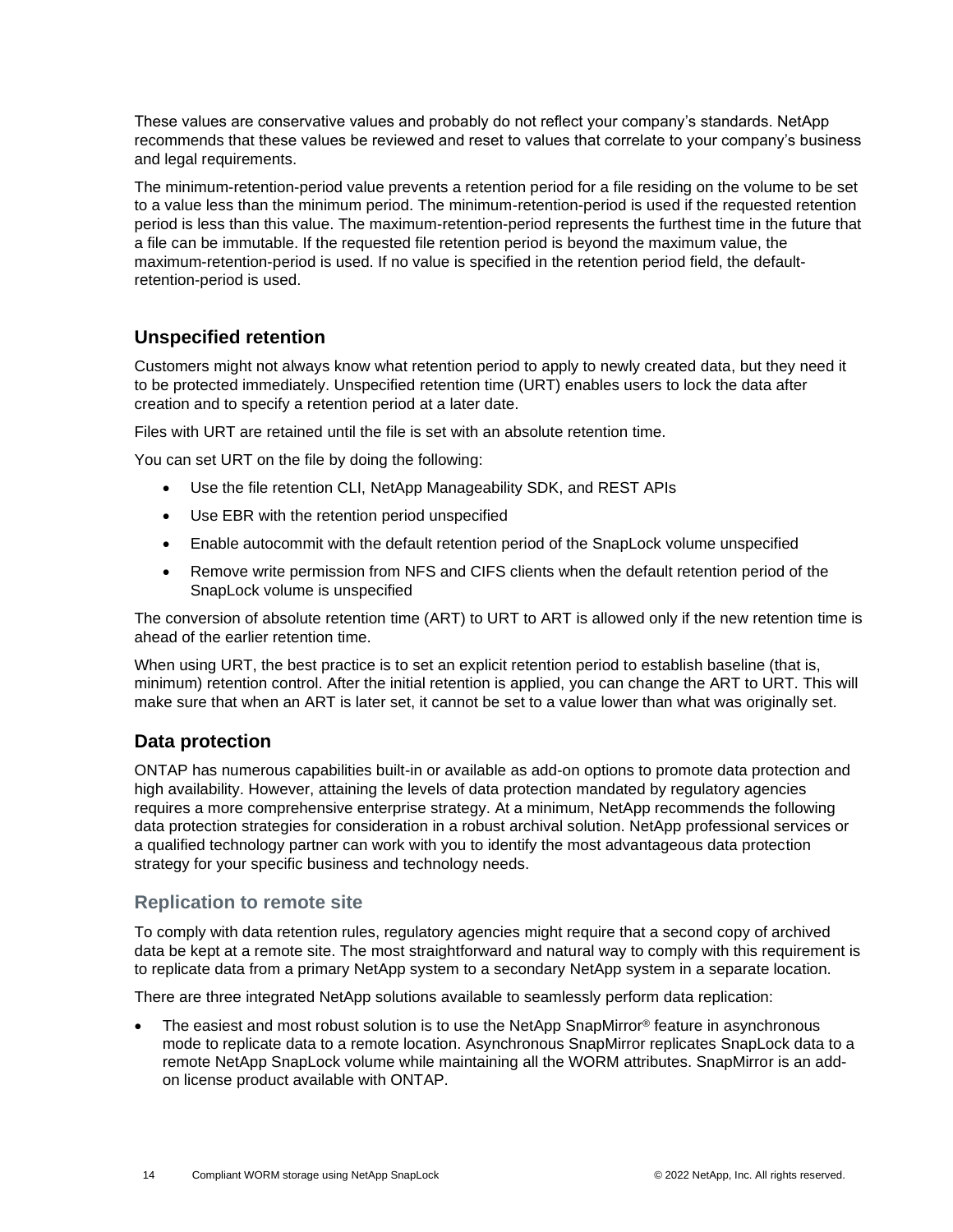These values are conservative values and probably do not reflect your company's standards. NetApp recommends that these values be reviewed and reset to values that correlate to your company's business and legal requirements.

The minimum-retention-period value prevents a retention period for a file residing on the volume to be set to a value less than the minimum period. The minimum-retention-period is used if the requested retention period is less than this value. The maximum-retention-period represents the furthest time in the future that a file can be immutable. If the requested file retention period is beyond the maximum value, the maximum-retention-period is used. If no value is specified in the retention period field, the default-retention-period is used.

## Unspecified retention

Customers might not always know what retention period to apply to newly created data, but they need it to be protected immediately. Unspecified retention time (URT) enables users to lock the data after creation and to specify a retention period at a later date.

Files with URT are retained until the file is set with an absolute retention time.

You can set URT on the file by doing the following:

- Use the file retention CLI, NetApp Manageability SDK, and REST APIs
- Use EBR with the retention period unspecified
- Enable autocommit with the default retention period of the SnapLock volume unspecified
- Remove write permission from NFS and CIFS clients when the default retention period of the SnapLock volume is unspecified

The conversion of absolute retention time (ART) to URT to ART is allowed only if the new retention time is ahead of the earlier retention time.

When using URT, the best practice is to set an explicit retention period to establish baseline (that is, minimum) retention control. After the initial retention is applied, you can change the ART to URT. This will make sure that when an ART is later set, it cannot be set to a value lower than what was originally set.

## Data protection

ONTAP has numerous capabilities built-in or available as add-on options to promote data protection and high availability. However, attaining the levels of data protection mandated by regulatory agencies requires a more comprehensive enterprise strategy. At a minimum, NetApp recommends the following data protection strategies for consideration in a robust archival solution. NetApp professional services or a qualified technology partner can work with you to identify the most advantageous data protection strategy for your specific business and technology needs.

### Replication to remote site

To comply with data retention rules, regulatory agencies might require that a second copy of archived data be kept at a remote site. The most straightforward and natural way to comply with this requirement is to replicate data from a primary NetApp system to a secondary NetApp system in a separate location.

There are three integrated NetApp solutions available to seamlessly perform data replication:

- The easiest and most robust solution is to use the NetApp SnapMirror® feature in asynchronous mode to replicate data to a remote location. Asynchronous SnapMirror replicates SnapLock data to a remote NetApp SnapLock volume while maintaining all the WORM attributes. SnapMirror is an add-on license product available with ONTAP.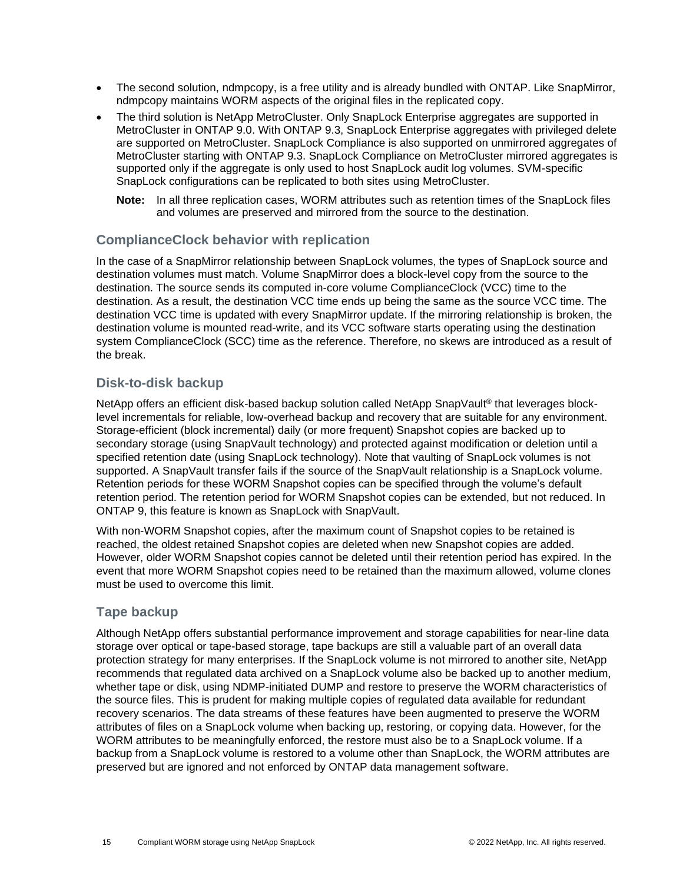- The second solution, ndmpcopy, is a free utility and is already bundled with ONTAP. Like SnapMirror, ndmpcopy maintains WORM aspects of the original files in the replicated copy.
- The third solution is NetApp MetroCluster. Only SnapLock Enterprise aggregates are supported in MetroCluster in ONTAP 9.0. With ONTAP 9.3, SnapLock Enterprise aggregates with privileged delete are supported on MetroCluster. SnapLock Compliance is also supported on unmirrored aggregates of MetroCluster starting with ONTAP 9.3. SnapLock Compliance on MetroCluster mirrored aggregates is supported only if the aggregate is only used to host SnapLock audit log volumes. SVM-specific SnapLock configurations can be replicated to both sites using MetroCluster.

  **Note:** In all three replication cases, WORM attributes such as retention times of the SnapLock files and volumes are preserved and mirrored from the source to the destination.

### ComplianceClock behavior with replication

In the case of a SnapMirror relationship between SnapLock volumes, the types of SnapLock source and destination volumes must match. Volume SnapMirror does a block-level copy from the source to the destination. The source sends its computed in-core volume ComplianceClock (VCC) time to the destination. As a result, the destination VCC time ends up being the same as the source VCC time. The destination VCC time is updated with every SnapMirror update. If the mirroring relationship is broken, the destination volume is mounted read-write, and its VCC software starts operating using the destination system ComplianceClock (SCC) time as the reference. Therefore, no skews are introduced as a result of the break.

### Disk-to-disk backup

NetApp offers an efficient disk-based backup solution called NetApp SnapVault® that leverages block-level incrementals for reliable, low-overhead backup and recovery that are suitable for any environment. Storage-efficient (block incremental) daily (or more frequent) Snapshot copies are backed up to secondary storage (using SnapVault technology) and protected against modification or deletion until a specified retention date (using SnapLock technology). Note that vaulting of SnapLock volumes is not supported. A SnapVault transfer fails if the source of the SnapVault relationship is a SnapLock volume. Retention periods for these WORM Snapshot copies can be specified through the volume's default retention period. The retention period for WORM Snapshot copies can be extended, but not reduced. In ONTAP 9, this feature is known as SnapLock with SnapVault.

With non-WORM Snapshot copies, after the maximum count of Snapshot copies to be retained is reached, the oldest retained Snapshot copies are deleted when new Snapshot copies are added. However, older WORM Snapshot copies cannot be deleted until their retention period has expired. In the event that more WORM Snapshot copies need to be retained than the maximum allowed, volume clones must be used to overcome this limit.

### Tape backup

Although NetApp offers substantial performance improvement and storage capabilities for near-line data storage over optical or tape-based storage, tape backups are still a valuable part of an overall data protection strategy for many enterprises. If the SnapLock volume is not mirrored to another site, NetApp recommends that regulated data archived on a SnapLock volume also be backed up to another medium, whether tape or disk, using NDMP-initiated DUMP and restore to preserve the WORM characteristics of the source files. This is prudent for making multiple copies of regulated data available for redundant recovery scenarios. The data streams of these features have been augmented to preserve the WORM attributes of files on a SnapLock volume when backing up, restoring, or copying data. However, for the WORM attributes to be meaningfully enforced, the restore must also be to a SnapLock volume. If a backup from a SnapLock volume is restored to a volume other than SnapLock, the WORM attributes are preserved but are ignored and not enforced by ONTAP data management software.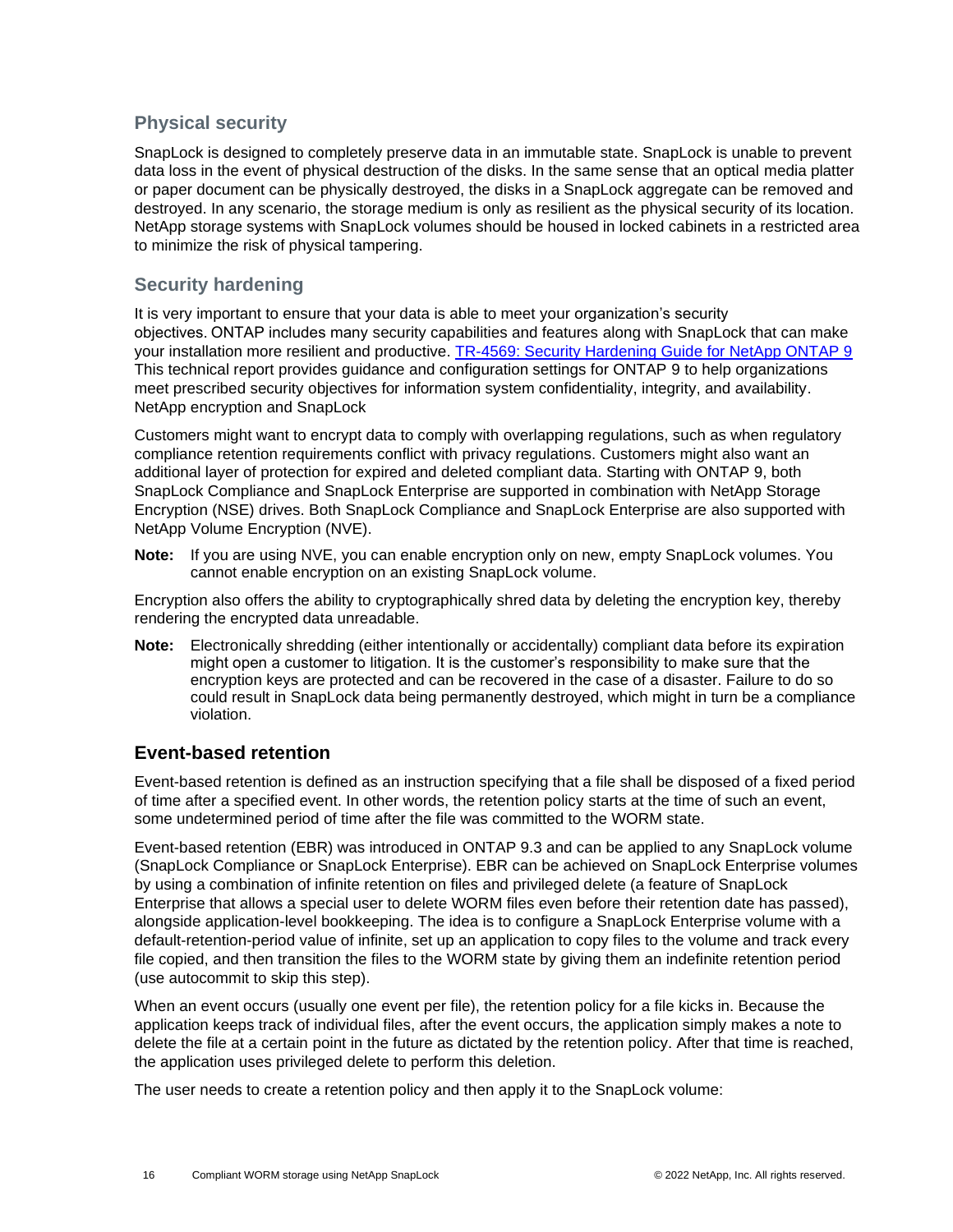### Physical security

SnapLock is designed to completely preserve data in an immutable state. SnapLock is unable to prevent data loss in the event of physical destruction of the disks. In the same sense that an optical media platter or paper document can be physically destroyed, the disks in a SnapLock aggregate can be removed and destroyed. In any scenario, the storage medium is only as resilient as the physical security of its location. NetApp storage systems with SnapLock volumes should be housed in locked cabinets in a restricted area to minimize the risk of physical tampering.

### Security hardening

It is very important to ensure that your data is able to meet your organization's security objectives. ONTAP includes many security capabilities and features along with SnapLock that can make your installation more resilient and productive. [TR-4569: Security Hardening Guide for NetApp ONTAP 9] This technical report provides guidance and configuration settings for ONTAP 9 to help organizations meet prescribed security objectives for information system confidentiality, integrity, and availability. NetApp encryption and SnapLock

Customers might want to encrypt data to comply with overlapping regulations, such as when regulatory compliance retention requirements conflict with privacy regulations. Customers might also want an additional layer of protection for expired and deleted compliant data. Starting with ONTAP 9, both SnapLock Compliance and SnapLock Enterprise are supported in combination with NetApp Storage Encryption (NSE) drives. Both SnapLock Compliance and SnapLock Enterprise are also supported with NetApp Volume Encryption (NVE).

**Note:** If you are using NVE, you can enable encryption only on new, empty SnapLock volumes. You cannot enable encryption on an existing SnapLock volume.

Encryption also offers the ability to cryptographically shred data by deleting the encryption key, thereby rendering the encrypted data unreadable.

**Note:** Electronically shredding (either intentionally or accidentally) compliant data before its expiration might open a customer to litigation. It is the customer's responsibility to make sure that the encryption keys are protected and can be recovered in the case of a disaster. Failure to do so could result in SnapLock data being permanently destroyed, which might in turn be a compliance violation.

## Event-based retention

Event-based retention is defined as an instruction specifying that a file shall be disposed of a fixed period of time after a specified event. In other words, the retention policy starts at the time of such an event, some undetermined period of time after the file was committed to the WORM state.

Event-based retention (EBR) was introduced in ONTAP 9.3 and can be applied to any SnapLock volume (SnapLock Compliance or SnapLock Enterprise). EBR can be achieved on SnapLock Enterprise volumes by using a combination of infinite retention on files and privileged delete (a feature of SnapLock Enterprise that allows a special user to delete WORM files even before their retention date has passed), alongside application-level bookkeeping. The idea is to configure a SnapLock Enterprise volume with a default-retention-period value of infinite, set up an application to copy files to the volume and track every file copied, and then transition the files to the WORM state by giving them an indefinite retention period (use autocommit to skip this step).

When an event occurs (usually one event per file), the retention policy for a file kicks in. Because the application keeps track of individual files, after the event occurs, the application simply makes a note to delete the file at a certain point in the future as dictated by the retention policy. After that time is reached, the application uses privileged delete to perform this deletion.

The user needs to create a retention policy and then apply it to the SnapLock volume: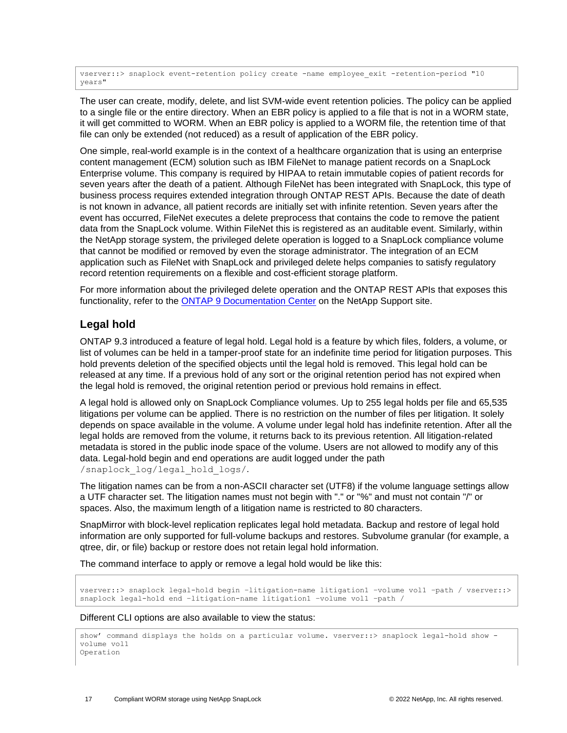```
vserver::> snaplock event-retention policy create -name employee_exit -retention-period "10 years"
```

The user can create, modify, delete, and list SVM-wide event retention policies. The policy can be applied to a single file or the entire directory. When an EBR policy is applied to a file that is not in a WORM state, it will get committed to WORM. When an EBR policy is applied to a WORM file, the retention time of that file can only be extended (not reduced) as a result of application of the EBR policy.

One simple, real-world example is in the context of a healthcare organization that is using an enterprise content management (ECM) solution such as IBM FileNet to manage patient records on a SnapLock Enterprise volume. This company is required by HIPAA to retain immutable copies of patient records for seven years after the death of a patient. Although FileNet has been integrated with SnapLock, this type of business process requires extended integration through ONTAP REST APIs. Because the date of death is not known in advance, all patient records are initially set with infinite retention. Seven years after the event has occurred, FileNet executes a delete preprocess that contains the code to remove the patient data from the SnapLock volume. Within FileNet this is registered as an auditable event. Similarly, within the NetApp storage system, the privileged delete operation is logged to a SnapLock compliance volume that cannot be modified or removed by even the storage administrator. The integration of an ECM application such as FileNet with SnapLock and privileged delete helps companies to satisfy regulatory record retention requirements on a flexible and cost-efficient storage platform.

For more information about the privileged delete operation and the ONTAP REST APIs that exposes this functionality, refer to the [ONTAP 9 Documentation Center] on the NetApp Support site.

## Legal hold

ONTAP 9.3 introduced a feature of legal hold. Legal hold is a feature by which files, folders, a volume, or list of volumes can be held in a tamper-proof state for an indefinite time period for litigation purposes. This hold prevents deletion of the specified objects until the legal hold is removed. This legal hold can be released at any time. If a previous hold of any sort or the original retention period has not expired when the legal hold is removed, the original retention period or previous hold remains in effect.

A legal hold is allowed only on SnapLock Compliance volumes. Up to 255 legal holds per file and 65,535 litigations per volume can be applied. There is no restriction on the number of files per litigation. It solely depends on space available in the volume. A volume under legal hold has indefinite retention. After all the legal holds are removed from the volume, it returns back to its previous retention. All litigation-related metadata is stored in the public inode space of the volume. Users are not allowed to modify any of this data. Legal-hold begin and end operations are audit logged under the path `/snaplock_log/legal_hold_logs/`.

The litigation names can be from a non-ASCII character set (UTF8) if the volume language settings allow a UTF character set. The litigation names must not begin with "." or "%" and must not contain "/" or spaces. Also, the maximum length of a litigation name is restricted to 80 characters.

SnapMirror with block-level replication replicates legal hold metadata. Backup and restore of legal hold information are only supported for full-volume backups and restores. Subvolume granular (for example, a qtree, dir, or file) backup or restore does not retain legal hold information.

The command interface to apply or remove a legal hold would be like this:

```
vserver::> snaplock legal-hold begin –litigation-name litigation1 –volume vol1 –path / vserver::> snaplock legal-hold end –litigation-name litigation1 –volume vol1 –path /
```

Different CLI options are also available to view the status:

```
show' command displays the holds on a particular volume. vserver::> snaplock legal-hold show -volume vol1
Operation
```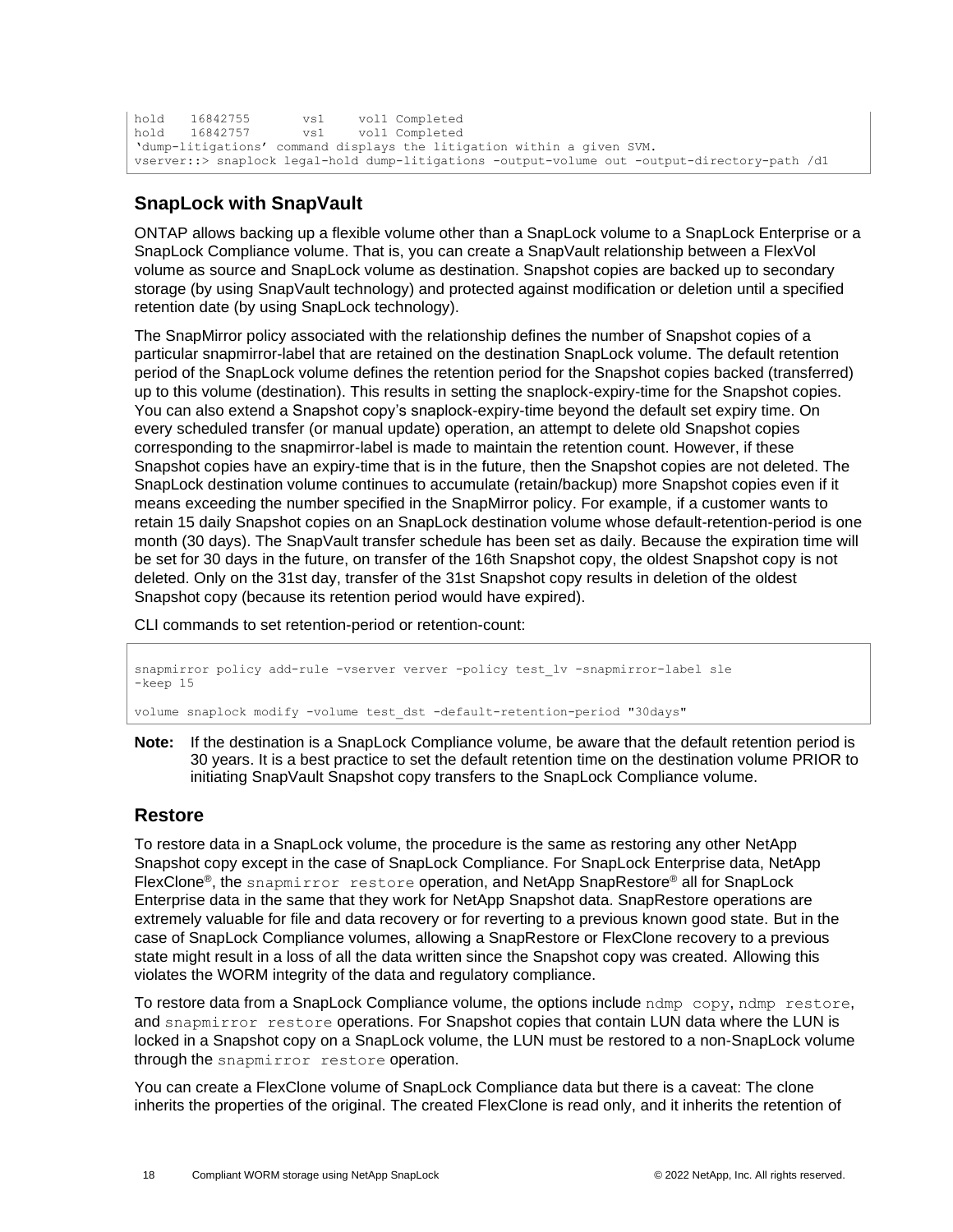```
hold   16842755       vs1     vol1 Completed
hold   16842757       vs1     vol1 Completed
'dump-litigations' command displays the litigation within a given SVM.
vserver::> snaplock legal-hold dump-litigations -output-volume out -output-directory-path /d1
```

## SnapLock with SnapVault

ONTAP allows backing up a flexible volume other than a SnapLock volume to a SnapLock Enterprise or a SnapLock Compliance volume. That is, you can create a SnapVault relationship between a FlexVol volume as source and SnapLock volume as destination. Snapshot copies are backed up to secondary storage (by using SnapVault technology) and protected against modification or deletion until a specified retention date (by using SnapLock technology).

The SnapMirror policy associated with the relationship defines the number of Snapshot copies of a particular snapmirror-label that are retained on the destination SnapLock volume. The default retention period of the SnapLock volume defines the retention period for the Snapshot copies backed (transferred) up to this volume (destination). This results in setting the snaplock-expiry-time for the Snapshot copies. You can also extend a Snapshot copy's snaplock-expiry-time beyond the default set expiry time. On every scheduled transfer (or manual update) operation, an attempt to delete old Snapshot copies corresponding to the snapmirror-label is made to maintain the retention count. However, if these Snapshot copies have an expiry-time that is in the future, then the Snapshot copies are not deleted. The SnapLock destination volume continues to accumulate (retain/backup) more Snapshot copies even if it means exceeding the number specified in the SnapMirror policy. For example, if a customer wants to retain 15 daily Snapshot copies on an SnapLock destination volume whose default-retention-period is one month (30 days). The SnapVault transfer schedule has been set as daily. Because the expiration time will be set for 30 days in the future, on transfer of the 16th Snapshot copy, the oldest Snapshot copy is not deleted. Only on the 31st day, transfer of the 31st Snapshot copy results in deletion of the oldest Snapshot copy (because its retention period would have expired).

CLI commands to set retention-period or retention-count:

```
snapmirror policy add-rule -vserver verver -policy test_lv -snapmirror-label sle
-keep 15

volume snaplock modify -volume test_dst -default-retention-period "30days"
```

**Note:** If the destination is a SnapLock Compliance volume, be aware that the default retention period is 30 years. It is a best practice to set the default retention time on the destination volume PRIOR to initiating SnapVault Snapshot copy transfers to the SnapLock Compliance volume.

## Restore

To restore data in a SnapLock volume, the procedure is the same as restoring any other NetApp Snapshot copy except in the case of SnapLock Compliance. For SnapLock Enterprise data, NetApp FlexClone®, the `snapmirror restore` operation, and NetApp SnapRestore® all for SnapLock Enterprise data in the same that they work for NetApp Snapshot data. SnapRestore operations are extremely valuable for file and data recovery or for reverting to a previous known good state. But in the case of SnapLock Compliance volumes, allowing a SnapRestore or FlexClone recovery to a previous state might result in a loss of all the data written since the Snapshot copy was created. Allowing this violates the WORM integrity of the data and regulatory compliance.

To restore data from a SnapLock Compliance volume, the options include `ndmp copy`, `ndmp restore`, and `snapmirror restore` operations. For Snapshot copies that contain LUN data where the LUN is locked in a Snapshot copy on a SnapLock volume, the LUN must be restored to a non-SnapLock volume through the `snapmirror restore` operation.

You can create a FlexClone volume of SnapLock Compliance data but there is a caveat: The clone inherits the properties of the original. The created FlexClone is read only, and it inherits the retention of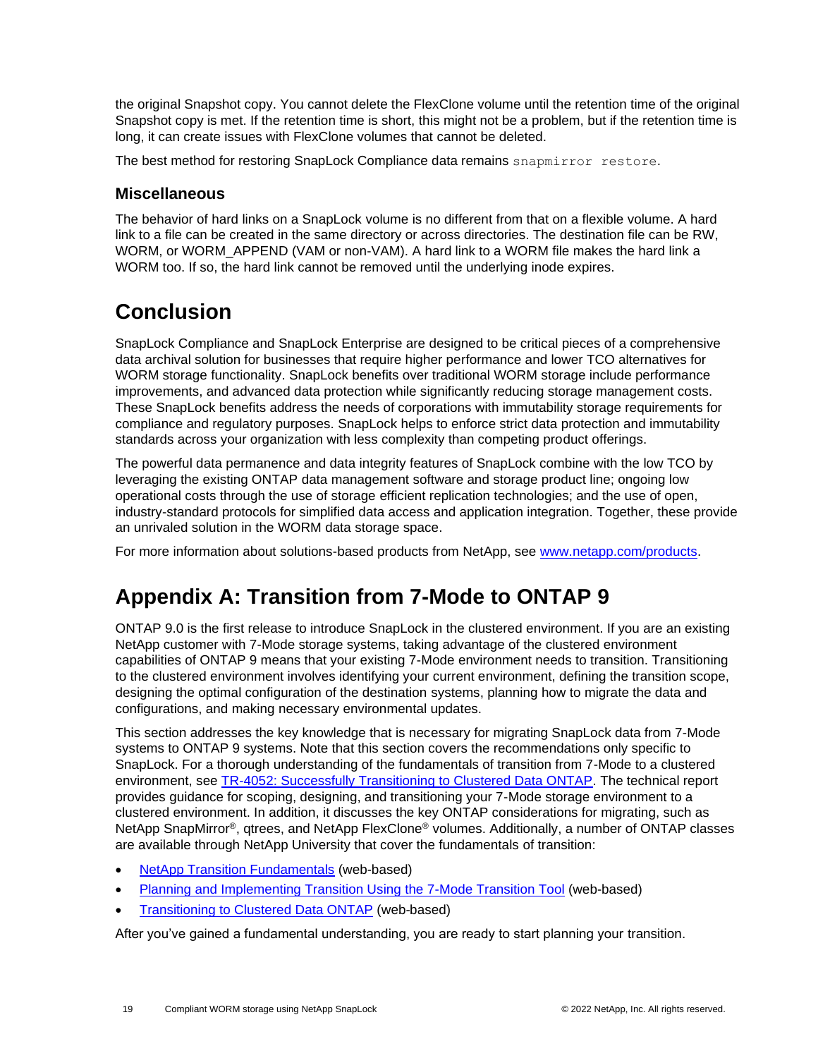the original Snapshot copy. You cannot delete the FlexClone volume until the retention time of the original Snapshot copy is met. If the retention time is short, this might not be a problem, but if the retention time is long, it can create issues with FlexClone volumes that cannot be deleted.

The best method for restoring SnapLock Compliance data remains `snapmirror restore`.

### Miscellaneous

The behavior of hard links on a SnapLock volume is no different from that on a flexible volume. A hard link to a file can be created in the same directory or across directories. The destination file can be RW, WORM, or WORM_APPEND (VAM or non-VAM). A hard link to a WORM file makes the hard link a WORM too. If so, the hard link cannot be removed until the underlying inode expires.

## Conclusion

SnapLock Compliance and SnapLock Enterprise are designed to be critical pieces of a comprehensive data archival solution for businesses that require higher performance and lower TCO alternatives for WORM storage functionality. SnapLock benefits over traditional WORM storage include performance improvements, and advanced data protection while significantly reducing storage management costs. These SnapLock benefits address the needs of corporations with immutability storage requirements for compliance and regulatory purposes. SnapLock helps to enforce strict data protection and immutability standards across your organization with less complexity than competing product offerings.

The powerful data permanence and data integrity features of SnapLock combine with the low TCO by leveraging the existing ONTAP data management software and storage product line; ongoing low operational costs through the use of storage efficient replication technologies; and the use of open, industry-standard protocols for simplified data access and application integration. Together, these provide an unrivaled solution in the WORM data storage space.

For more information about solutions-based products from NetApp, see [www.netapp.com/products](www.netapp.com/products).

## Appendix A: Transition from 7-Mode to ONTAP 9

ONTAP 9.0 is the first release to introduce SnapLock in the clustered environment. If you are an existing NetApp customer with 7-Mode storage systems, taking advantage of the clustered environment capabilities of ONTAP 9 means that your existing 7-Mode environment needs to transition. Transitioning to the clustered environment involves identifying your current environment, defining the transition scope, designing the optimal configuration of the destination systems, planning how to migrate the data and configurations, and making necessary environmental updates.

This section addresses the key knowledge that is necessary for migrating SnapLock data from 7-Mode systems to ONTAP 9 systems. Note that this section covers the recommendations only specific to SnapLock. For a thorough understanding of the fundamentals of transition from 7-Mode to a clustered environment, see TR-4052: Successfully Transitioning to Clustered Data ONTAP. The technical report provides guidance for scoping, designing, and transitioning your 7-Mode storage environment to a clustered environment. In addition, it discusses the key ONTAP considerations for migrating, such as NetApp SnapMirror®, qtrees, and NetApp FlexClone® volumes. Additionally, a number of ONTAP classes are available through NetApp University that cover the fundamentals of transition:

- NetApp Transition Fundamentals (web-based)
- Planning and Implementing Transition Using the 7-Mode Transition Tool (web-based)
- Transitioning to Clustered Data ONTAP (web-based)

After you've gained a fundamental understanding, you are ready to start planning your transition.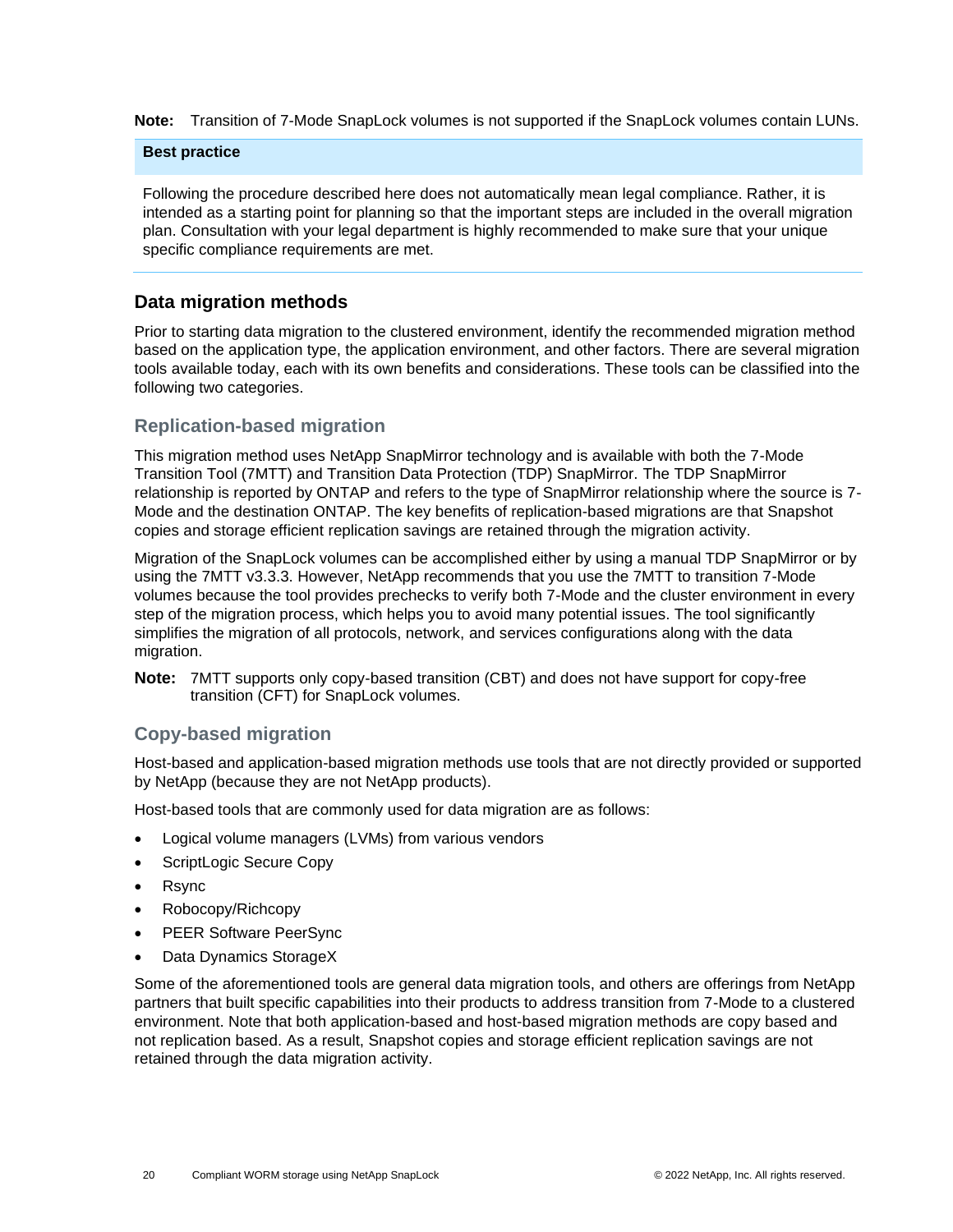**Note:** Transition of 7-Mode SnapLock volumes is not supported if the SnapLock volumes contain LUNs.

**Best practice**

Following the procedure described here does not automatically mean legal compliance. Rather, it is intended as a starting point for planning so that the important steps are included in the overall migration plan. Consultation with your legal department is highly recommended to make sure that your unique specific compliance requirements are met.

## Data migration methods

Prior to starting data migration to the clustered environment, identify the recommended migration method based on the application type, the application environment, and other factors. There are several migration tools available today, each with its own benefits and considerations. These tools can be classified into the following two categories.

### Replication-based migration

This migration method uses NetApp SnapMirror technology and is available with both the 7-Mode Transition Tool (7MTT) and Transition Data Protection (TDP) SnapMirror. The TDP SnapMirror relationship is reported by ONTAP and refers to the type of SnapMirror relationship where the source is 7-Mode and the destination ONTAP. The key benefits of replication-based migrations are that Snapshot copies and storage efficient replication savings are retained through the migration activity.

Migration of the SnapLock volumes can be accomplished either by using a manual TDP SnapMirror or by using the 7MTT v3.3.3. However, NetApp recommends that you use the 7MTT to transition 7-Mode volumes because the tool provides prechecks to verify both 7-Mode and the cluster environment in every step of the migration process, which helps you to avoid many potential issues. The tool significantly simplifies the migration of all protocols, network, and services configurations along with the data migration.

**Note:** 7MTT supports only copy-based transition (CBT) and does not have support for copy-free transition (CFT) for SnapLock volumes.

### Copy-based migration

Host-based and application-based migration methods use tools that are not directly provided or supported by NetApp (because they are not NetApp products).

Host-based tools that are commonly used for data migration are as follows:

- Logical volume managers (LVMs) from various vendors
- ScriptLogic Secure Copy
- Rsync
- Robocopy/Richcopy
- PEER Software PeerSync
- Data Dynamics StorageX

Some of the aforementioned tools are general data migration tools, and others are offerings from NetApp partners that built specific capabilities into their products to address transition from 7-Mode to a clustered environment. Note that both application-based and host-based migration methods are copy based and not replication based. As a result, Snapshot copies and storage efficient replication savings are not retained through the data migration activity.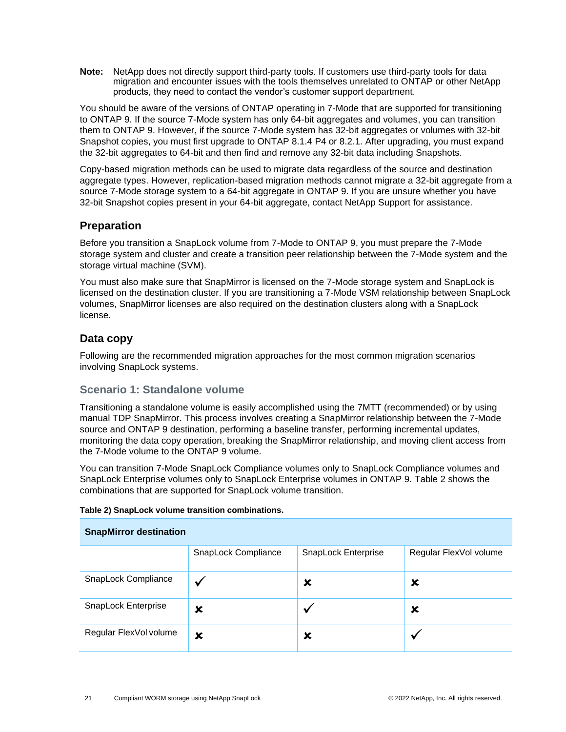**Note:** NetApp does not directly support third-party tools. If customers use third-party tools for data migration and encounter issues with the tools themselves unrelated to ONTAP or other NetApp products, they need to contact the vendor's customer support department.

You should be aware of the versions of ONTAP operating in 7-Mode that are supported for transitioning to ONTAP 9. If the source 7-Mode system has only 64-bit aggregates and volumes, you can transition them to ONTAP 9. However, if the source 7-Mode system has 32-bit aggregates or volumes with 32-bit Snapshot copies, you must first upgrade to ONTAP 8.1.4 P4 or 8.2.1. After upgrading, you must expand the 32-bit aggregates to 64-bit and then find and remove any 32-bit data including Snapshots.

Copy-based migration methods can be used to migrate data regardless of the source and destination aggregate types. However, replication-based migration methods cannot migrate a 32-bit aggregate from a source 7-Mode storage system to a 64-bit aggregate in ONTAP 9. If you are unsure whether you have 32-bit Snapshot copies present in your 64-bit aggregate, contact NetApp Support for assistance.

## Preparation

Before you transition a SnapLock volume from 7-Mode to ONTAP 9, you must prepare the 7-Mode storage system and cluster and create a transition peer relationship between the 7-Mode system and the storage virtual machine (SVM).

You must also make sure that SnapMirror is licensed on the 7-Mode storage system and SnapLock is licensed on the destination cluster. If you are transitioning a 7-Mode VSM relationship between SnapLock volumes, SnapMirror licenses are also required on the destination clusters along with a SnapLock license.

## Data copy

Following are the recommended migration approaches for the most common migration scenarios involving SnapLock systems.

### Scenario 1: Standalone volume

Transitioning a standalone volume is easily accomplished using the 7MTT (recommended) or by using manual TDP SnapMirror. This process involves creating a SnapMirror relationship between the 7-Mode source and ONTAP 9 destination, performing a baseline transfer, performing incremental updates, monitoring the data copy operation, breaking the SnapMirror relationship, and moving client access from the 7-Mode volume to the ONTAP 9 volume.

You can transition 7-Mode SnapLock Compliance volumes only to SnapLock Compliance volumes and SnapLock Enterprise volumes only to SnapLock Enterprise volumes in ONTAP 9. Table 2 shows the combinations that are supported for SnapLock volume transition.

**Table 2) SnapLock volume transition combinations.**

| SnapMirror destination | | | |
|---|---|---|---|
| | SnapLock Compliance | SnapLock Enterprise | Regular FlexVol volume |
| SnapLock Compliance | ✓ | ✘ | ✘ |
| SnapLock Enterprise | ✘ | ✓ | ✘ |
| Regular FlexVol volume | ✘ | ✘ | ✓ |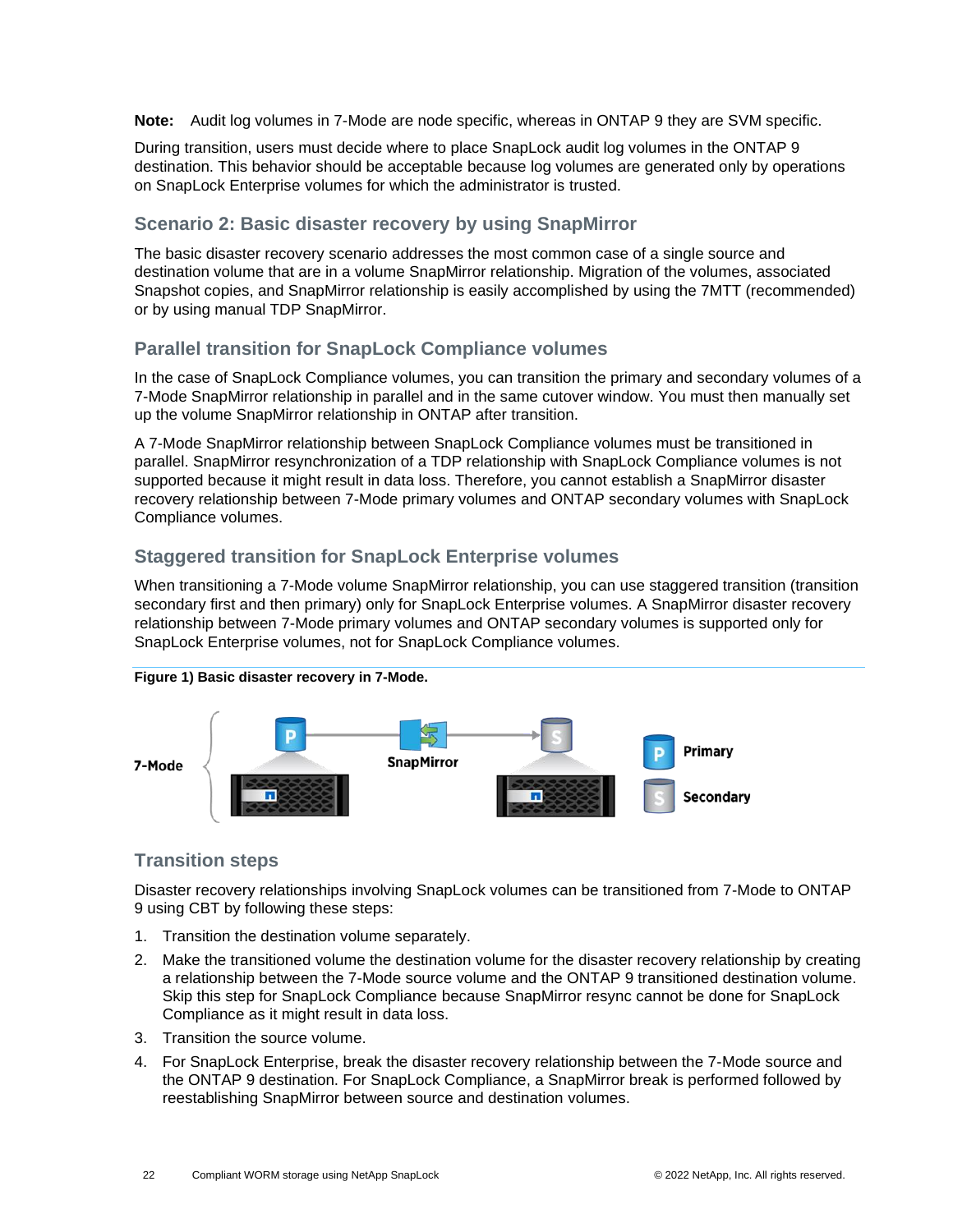**Note:** Audit log volumes in 7-Mode are node specific, whereas in ONTAP 9 they are SVM specific.

During transition, users must decide where to place SnapLock audit log volumes in the ONTAP 9 destination. This behavior should be acceptable because log volumes are generated only by operations on SnapLock Enterprise volumes for which the administrator is trusted.

### Scenario 2: Basic disaster recovery by using SnapMirror

The basic disaster recovery scenario addresses the most common case of a single source and destination volume that are in a volume SnapMirror relationship. Migration of the volumes, associated Snapshot copies, and SnapMirror relationship is easily accomplished by using the 7MTT (recommended) or by using manual TDP SnapMirror.

### Parallel transition for SnapLock Compliance volumes

In the case of SnapLock Compliance volumes, you can transition the primary and secondary volumes of a 7-Mode SnapMirror relationship in parallel and in the same cutover window. You must then manually set up the volume SnapMirror relationship in ONTAP after transition.

A 7-Mode SnapMirror relationship between SnapLock Compliance volumes must be transitioned in parallel. SnapMirror resynchronization of a TDP relationship with SnapLock Compliance volumes is not supported because it might result in data loss. Therefore, you cannot establish a SnapMirror disaster recovery relationship between 7-Mode primary volumes and ONTAP secondary volumes with SnapLock Compliance volumes.

### Staggered transition for SnapLock Enterprise volumes

When transitioning a 7-Mode volume SnapMirror relationship, you can use staggered transition (transition secondary first and then primary) only for SnapLock Enterprise volumes. A SnapMirror disaster recovery relationship between 7-Mode primary volumes and ONTAP secondary volumes is supported only for SnapLock Enterprise volumes, not for SnapLock Compliance volumes.

**Figure 1) Basic disaster recovery in 7-Mode.**

### Transition steps

Disaster recovery relationships involving SnapLock volumes can be transitioned from 7-Mode to ONTAP 9 using CBT by following these steps:

1. Transition the destination volume separately.
2. Make the transitioned volume the destination volume for the disaster recovery relationship by creating a relationship between the 7-Mode source volume and the ONTAP 9 transitioned destination volume. Skip this step for SnapLock Compliance because SnapMirror resync cannot be done for SnapLock Compliance as it might result in data loss.
3. Transition the source volume.
4. For SnapLock Enterprise, break the disaster recovery relationship between the 7-Mode source and the ONTAP 9 destination. For SnapLock Compliance, a SnapMirror break is performed followed by reestablishing SnapMirror between source and destination volumes.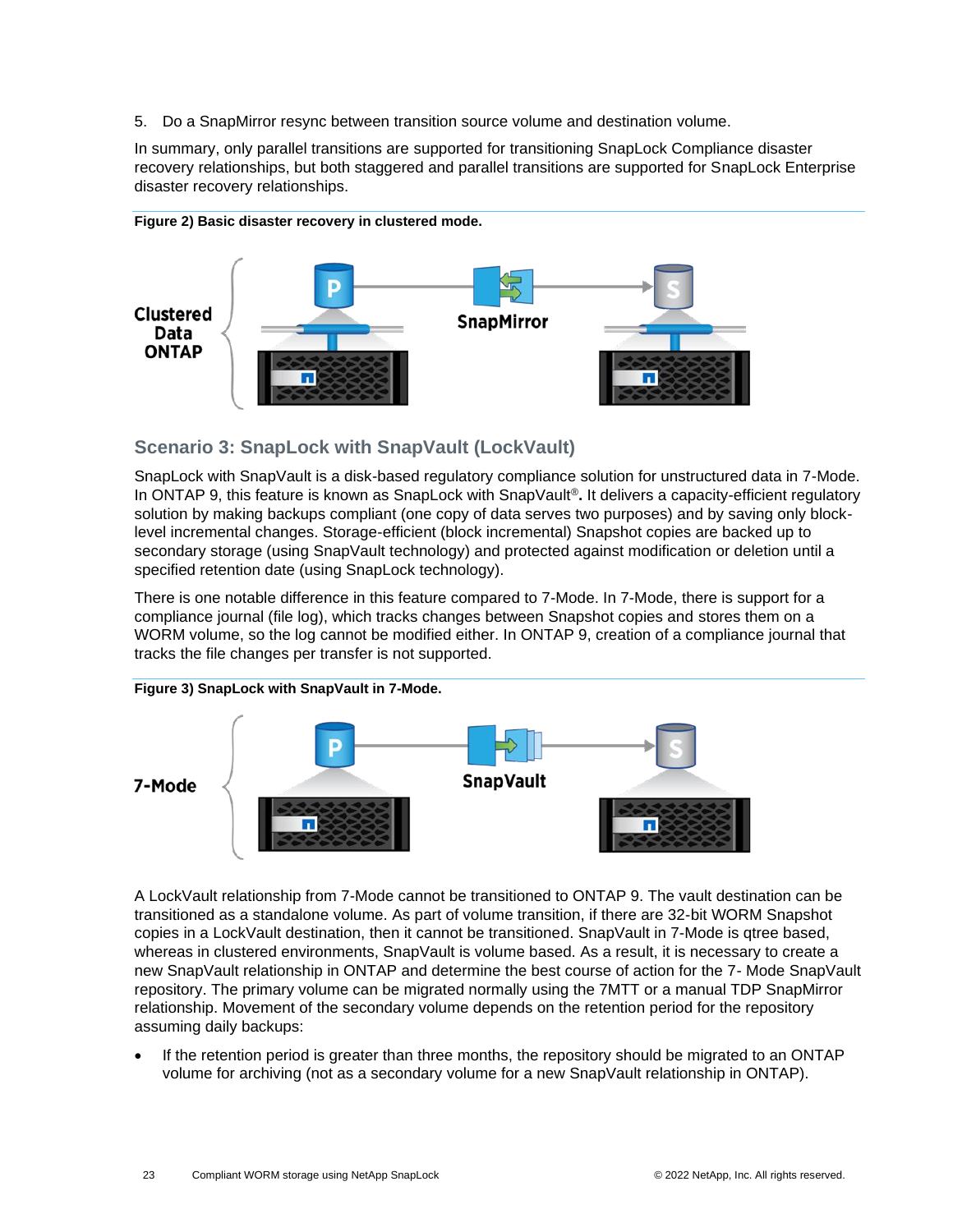5. Do a SnapMirror resync between transition source volume and destination volume.

In summary, only parallel transitions are supported for transitioning SnapLock Compliance disaster recovery relationships, but both staggered and parallel transitions are supported for SnapLock Enterprise disaster recovery relationships.

**Figure 2) Basic disaster recovery in clustered mode.**

### Scenario 3: SnapLock with SnapVault (LockVault)

SnapLock with SnapVault is a disk-based regulatory compliance solution for unstructured data in 7-Mode. In ONTAP 9, this feature is known as SnapLock with SnapVault®. It delivers a capacity-efficient regulatory solution by making backups compliant (one copy of data serves two purposes) and by saving only block-level incremental changes. Storage-efficient (block incremental) Snapshot copies are backed up to secondary storage (using SnapVault technology) and protected against modification or deletion until a specified retention date (using SnapLock technology).

There is one notable difference in this feature compared to 7-Mode. In 7-Mode, there is support for a compliance journal (file log), which tracks changes between Snapshot copies and stores them on a WORM volume, so the log cannot be modified either. In ONTAP 9, creation of a compliance journal that tracks the file changes per transfer is not supported.

**Figure 3) SnapLock with SnapVault in 7-Mode.**

A LockVault relationship from 7-Mode cannot be transitioned to ONTAP 9. The vault destination can be transitioned as a standalone volume. As part of volume transition, if there are 32-bit WORM Snapshot copies in a LockVault destination, then it cannot be transitioned. SnapVault in 7-Mode is qtree based, whereas in clustered environments, SnapVault is volume based. As a result, it is necessary to create a new SnapVault relationship in ONTAP and determine the best course of action for the 7- Mode SnapVault repository. The primary volume can be migrated normally using the 7MTT or a manual TDP SnapMirror relationship. Movement of the secondary volume depends on the retention period for the repository assuming daily backups:

- If the retention period is greater than three months, the repository should be migrated to an ONTAP volume for archiving (not as a secondary volume for a new SnapVault relationship in ONTAP).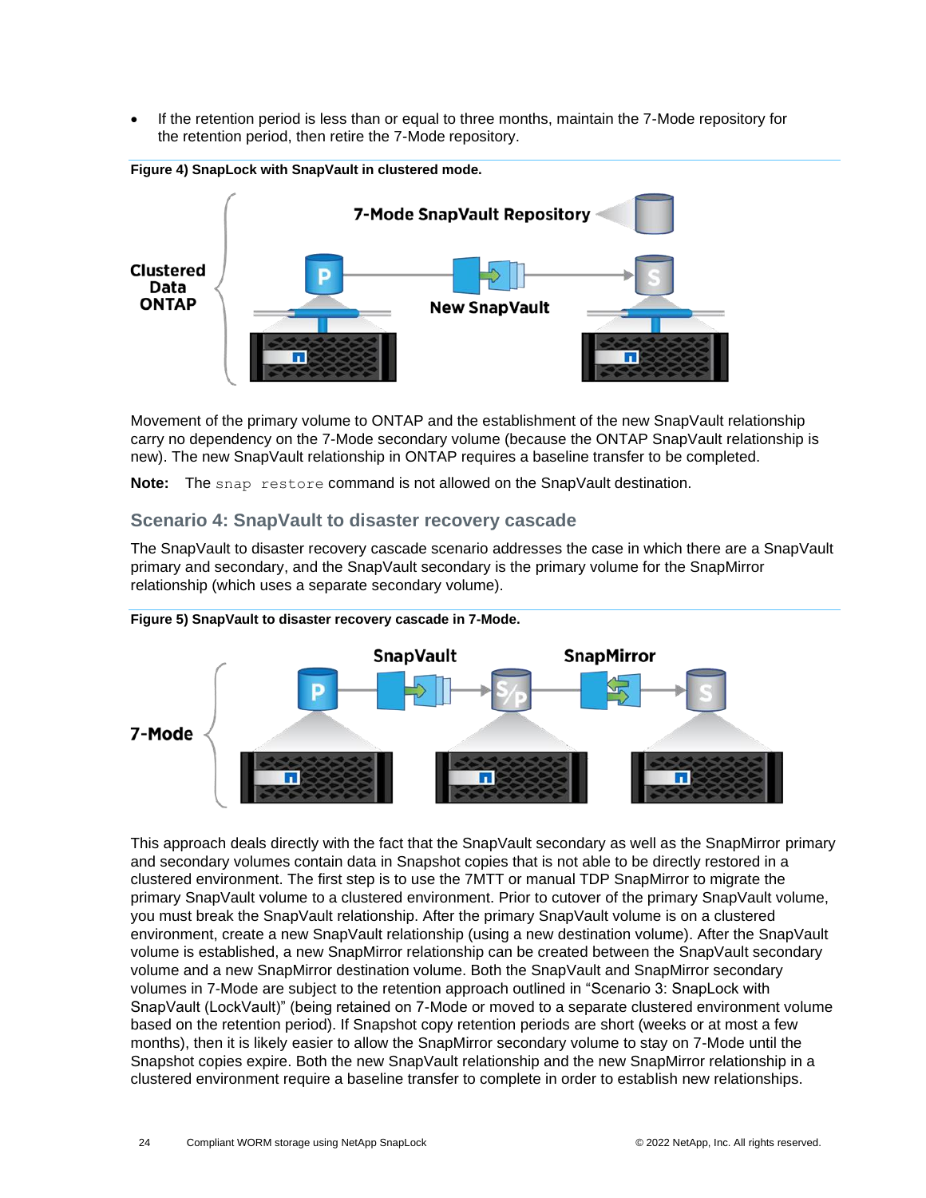- If the retention period is less than or equal to three months, maintain the 7-Mode repository for the retention period, then retire the 7-Mode repository.

**Figure 4) SnapLock with SnapVault in clustered mode.**

Movement of the primary volume to ONTAP and the establishment of the new SnapVault relationship carry no dependency on the 7-Mode secondary volume (because the ONTAP SnapVault relationship is new). The new SnapVault relationship in ONTAP requires a baseline transfer to be completed.

**Note:** The `snap restore` command is not allowed on the SnapVault destination.

### Scenario 4: SnapVault to disaster recovery cascade

The SnapVault to disaster recovery cascade scenario addresses the case in which there are a SnapVault primary and secondary, and the SnapVault secondary is the primary volume for the SnapMirror relationship (which uses a separate secondary volume).

**Figure 5) SnapVault to disaster recovery cascade in 7-Mode.**

This approach deals directly with the fact that the SnapVault secondary as well as the SnapMirror primary and secondary volumes contain data in Snapshot copies that is not able to be directly restored in a clustered environment. The first step is to use the 7MTT or manual TDP SnapMirror to migrate the primary SnapVault volume to a clustered environment. Prior to cutover of the primary SnapVault volume, you must break the SnapVault relationship. After the primary SnapVault volume is on a clustered environment, create a new SnapVault relationship (using a new destination volume). After the SnapVault volume is established, a new SnapMirror relationship can be created between the SnapVault secondary volume and a new SnapMirror destination volume. Both the SnapVault and SnapMirror secondary volumes in 7-Mode are subject to the retention approach outlined in "Scenario 3: SnapLock with SnapVault (LockVault)" (being retained on 7-Mode or moved to a separate clustered environment volume based on the retention period). If Snapshot copy retention periods are short (weeks or at most a few months), then it is likely easier to allow the SnapMirror secondary volume to stay on 7-Mode until the Snapshot copies expire. Both the new SnapVault relationship and the new SnapMirror relationship in a clustered environment require a baseline transfer to complete in order to establish new relationships.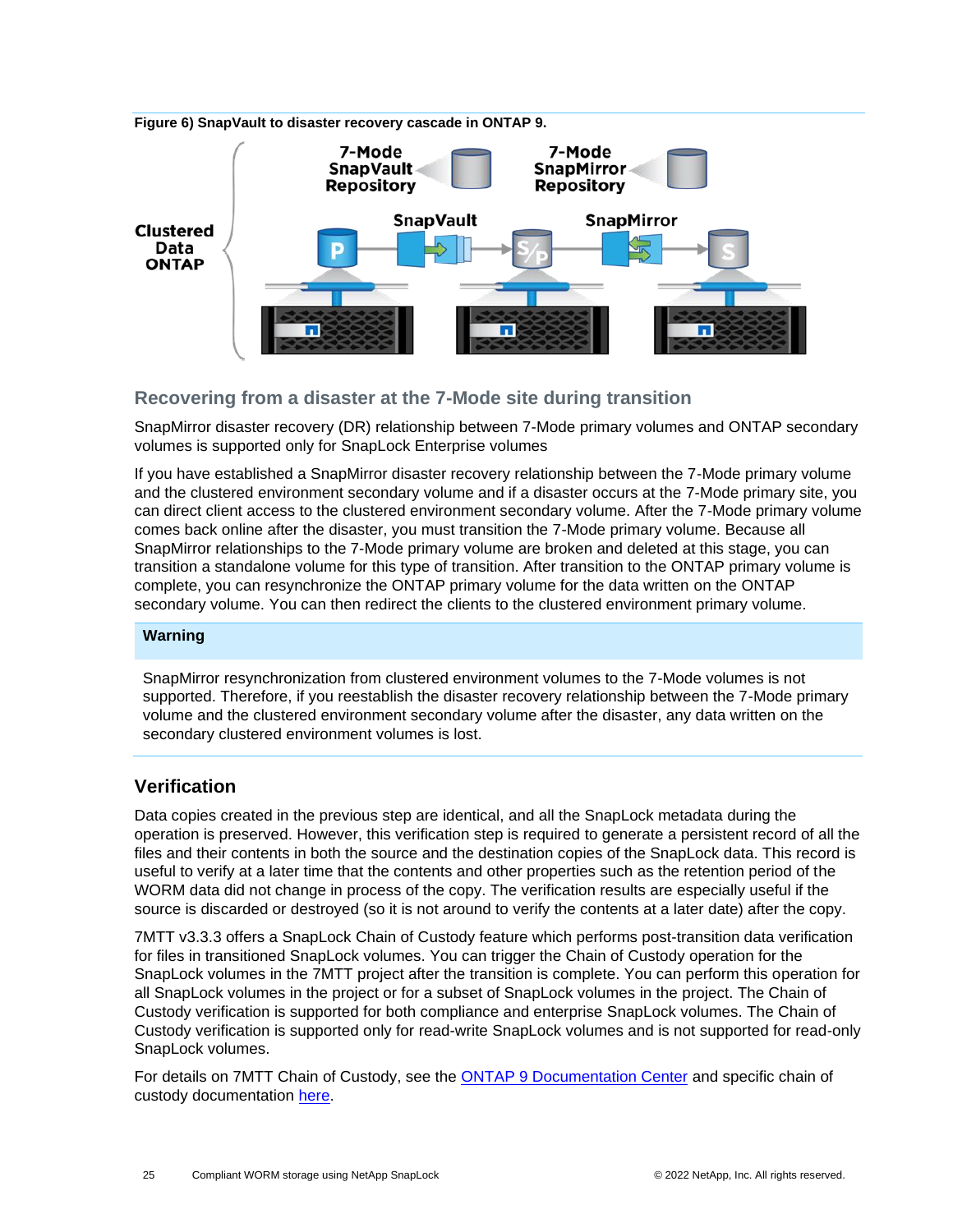Figure 6) SnapVault to disaster recovery cascade in ONTAP 9.

## Recovering from a disaster at the 7-Mode site during transition

SnapMirror disaster recovery (DR) relationship between 7-Mode primary volumes and ONTAP secondary volumes is supported only for SnapLock Enterprise volumes

If you have established a SnapMirror disaster recovery relationship between the 7-Mode primary volume and the clustered environment secondary volume and if a disaster occurs at the 7-Mode primary site, you can direct client access to the clustered environment secondary volume. After the 7-Mode primary volume comes back online after the disaster, you must transition the 7-Mode primary volume. Because all SnapMirror relationships to the 7-Mode primary volume are broken and deleted at this stage, you can transition a standalone volume for this type of transition. After transition to the ONTAP primary volume is complete, you can resynchronize the ONTAP primary volume for the data written on the ONTAP secondary volume. You can then redirect the clients to the clustered environment primary volume.

**Warning**

SnapMirror resynchronization from clustered environment volumes to the 7-Mode volumes is not supported. Therefore, if you reestablish the disaster recovery relationship between the 7-Mode primary volume and the clustered environment secondary volume after the disaster, any data written on the secondary clustered environment volumes is lost.

## Verification

Data copies created in the previous step are identical, and all the SnapLock metadata during the operation is preserved. However, this verification step is required to generate a persistent record of all the files and their contents in both the source and the destination copies of the SnapLock data. This record is useful to verify at a later time that the contents and other properties such as the retention period of the WORM data did not change in process of the copy. The verification results are especially useful if the source is discarded or destroyed (so it is not around to verify the contents at a later date) after the copy.

7MTT v3.3.3 offers a SnapLock Chain of Custody feature which performs post-transition data verification for files in transitioned SnapLock volumes. You can trigger the Chain of Custody operation for the SnapLock volumes in the 7MTT project after the transition is complete. You can perform this operation for all SnapLock volumes in the project or for a subset of SnapLock volumes in the project. The Chain of Custody verification is supported for both compliance and enterprise SnapLock volumes. The Chain of Custody verification is supported only for read-write SnapLock volumes and is not supported for read-only SnapLock volumes.

For details on 7MTT Chain of Custody, see the ONTAP 9 Documentation Center and specific chain of custody documentation here.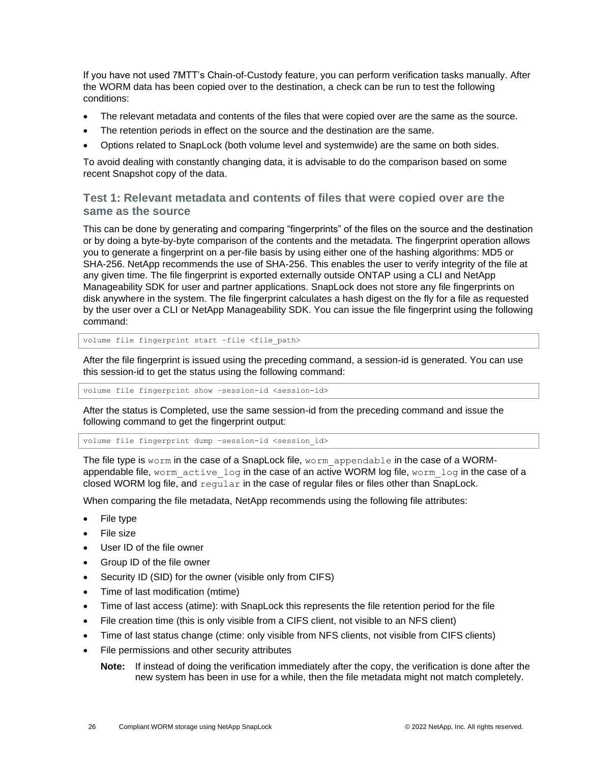If you have not used 7MTT's Chain-of-Custody feature, you can perform verification tasks manually. After the WORM data has been copied over to the destination, a check can be run to test the following conditions:

- The relevant metadata and contents of the files that were copied over are the same as the source.
- The retention periods in effect on the source and the destination are the same.
- Options related to SnapLock (both volume level and systemwide) are the same on both sides.

To avoid dealing with constantly changing data, it is advisable to do the comparison based on some recent Snapshot copy of the data.

### Test 1: Relevant metadata and contents of files that were copied over are the same as the source

This can be done by generating and comparing "fingerprints" of the files on the source and the destination or by doing a byte-by-byte comparison of the contents and the metadata. The fingerprint operation allows you to generate a fingerprint on a per-file basis by using either one of the hashing algorithms: MD5 or SHA-256. NetApp recommends the use of SHA-256. This enables the user to verify integrity of the file at any given time. The file fingerprint is exported externally outside ONTAP using a CLI and NetApp Manageability SDK for user and partner applications. SnapLock does not store any file fingerprints on disk anywhere in the system. The file fingerprint calculates a hash digest on the fly for a file as requested by the user over a CLI or NetApp Manageability SDK. You can issue the file fingerprint using the following command:

```
volume file fingerprint start –file <file_path>
```

After the file fingerprint is issued using the preceding command, a session-id is generated. You can use this session-id to get the status using the following command:

```
volume file fingerprint show –session-id <session-id>
```

After the status is Completed, use the same session-id from the preceding command and issue the following command to get the fingerprint output:

```
volume file fingerprint dump –session-id <session_id>
```

The file type is `worm` in the case of a SnapLock file, `worm_appendable` in the case of a WORM-appendable file, `worm_active_log` in the case of an active WORM log file, `worm_log` in the case of a closed WORM log file, and `regular` in the case of regular files or files other than SnapLock.

When comparing the file metadata, NetApp recommends using the following file attributes:

- File type
- File size
- User ID of the file owner
- Group ID of the file owner
- Security ID (SID) for the owner (visible only from CIFS)
- Time of last modification (mtime)
- Time of last access (atime): with SnapLock this represents the file retention period for the file
- File creation time (this is only visible from a CIFS client, not visible to an NFS client)
- Time of last status change (ctime: only visible from NFS clients, not visible from CIFS clients)
- File permissions and other security attributes

  **Note:** If instead of doing the verification immediately after the copy, the verification is done after the new system has been in use for a while, then the file metadata might not match completely.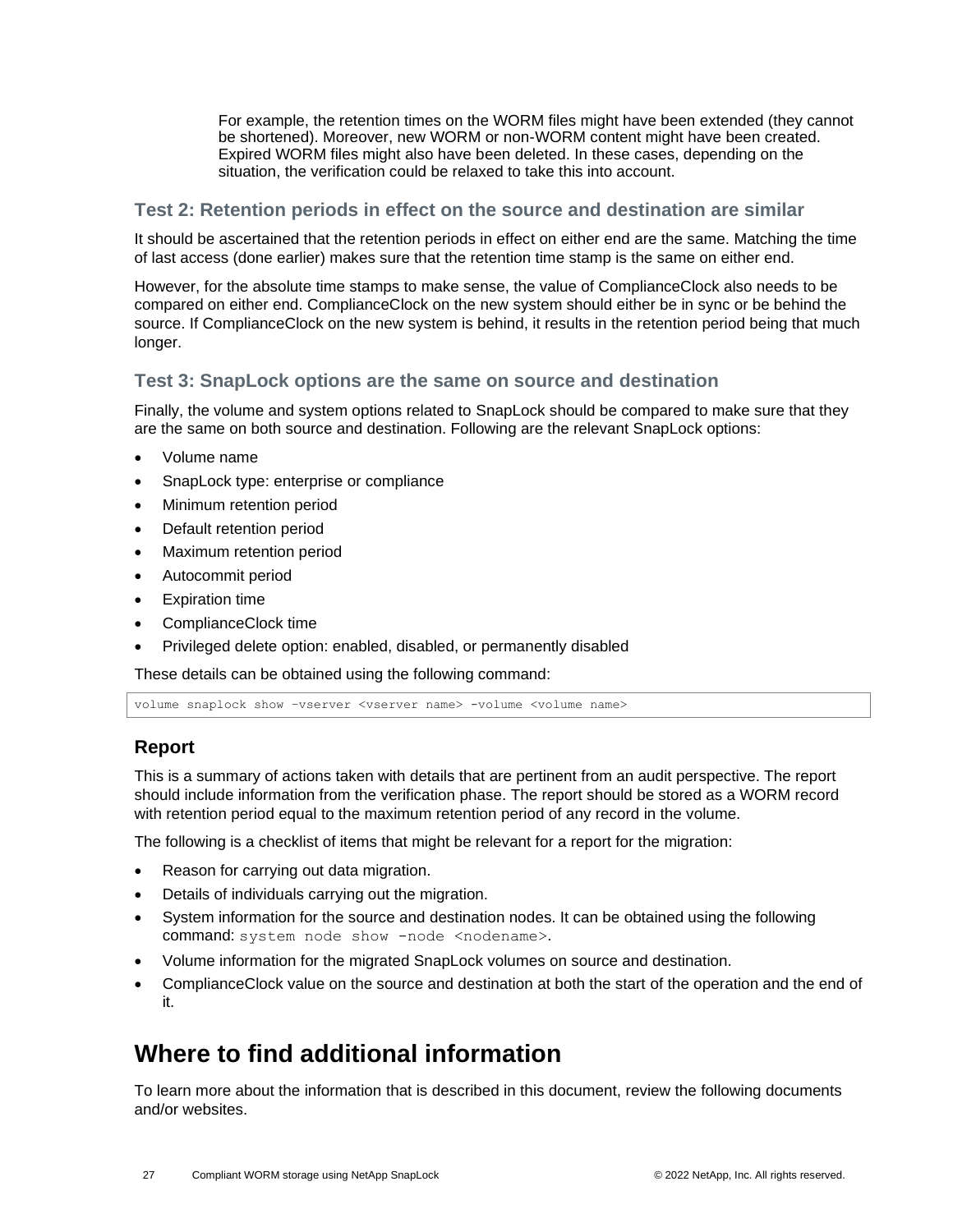For example, the retention times on the WORM files might have been extended (they cannot be shortened). Moreover, new WORM or non-WORM content might have been created. Expired WORM files might also have been deleted. In these cases, depending on the situation, the verification could be relaxed to take this into account.

### Test 2: Retention periods in effect on the source and destination are similar

It should be ascertained that the retention periods in effect on either end are the same. Matching the time of last access (done earlier) makes sure that the retention time stamp is the same on either end.

However, for the absolute time stamps to make sense, the value of ComplianceClock also needs to be compared on either end. ComplianceClock on the new system should either be in sync or be behind the source. If ComplianceClock on the new system is behind, it results in the retention period being that much longer.

### Test 3: SnapLock options are the same on source and destination

Finally, the volume and system options related to SnapLock should be compared to make sure that they are the same on both source and destination. Following are the relevant SnapLock options:

- Volume name
- SnapLock type: enterprise or compliance
- Minimum retention period
- Default retention period
- Maximum retention period
- Autocommit period
- Expiration time
- ComplianceClock time
- Privileged delete option: enabled, disabled, or permanently disabled

These details can be obtained using the following command:

```
volume snaplock show –vserver <vserver name> -volume <volume name>
```

## Report

This is a summary of actions taken with details that are pertinent from an audit perspective. The report should include information from the verification phase. The report should be stored as a WORM record with retention period equal to the maximum retention period of any record in the volume.

The following is a checklist of items that might be relevant for a report for the migration:

- Reason for carrying out data migration.
- Details of individuals carrying out the migration.
- System information for the source and destination nodes. It can be obtained using the following command: `system node show –node <nodename>`.
- Volume information for the migrated SnapLock volumes on source and destination.
- ComplianceClock value on the source and destination at both the start of the operation and the end of it.

# Where to find additional information

To learn more about the information that is described in this document, review the following documents and/or websites.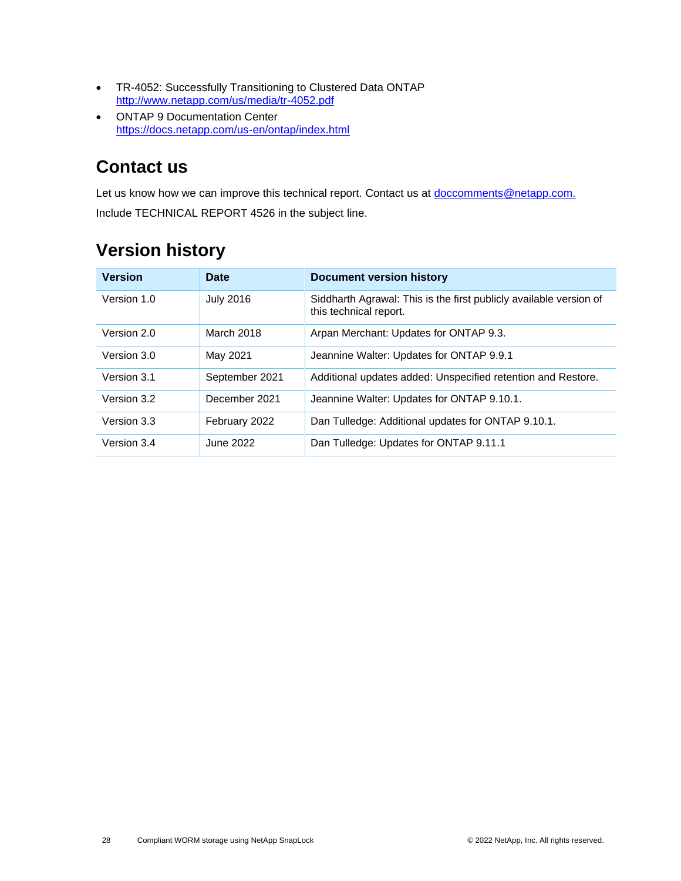- TR-4052: Successfully Transitioning to Clustered Data ONTAP
  http://www.netapp.com/us/media/tr-4052.pdf
- ONTAP 9 Documentation Center
  https://docs.netapp.com/us-en/ontap/index.html

## Contact us

Let us know how we can improve this technical report. Contact us at doccomments@netapp.com.

Include TECHNICAL REPORT 4526 in the subject line.

## Version history

| Version | Date | Document version history |
| --- | --- | --- |
| Version 1.0 | July 2016 | Siddharth Agrawal: This is the first publicly available version of this technical report. |
| Version 2.0 | March 2018 | Arpan Merchant: Updates for ONTAP 9.3. |
| Version 3.0 | May 2021 | Jeannine Walter: Updates for ONTAP 9.9.1 |
| Version 3.1 | September 2021 | Additional updates added: Unspecified retention and Restore. |
| Version 3.2 | December 2021 | Jeannine Walter: Updates for ONTAP 9.10.1. |
| Version 3.3 | February 2022 | Dan Tulledge: Additional updates for ONTAP 9.10.1. |
| Version 3.4 | June 2022 | Dan Tulledge: Updates for ONTAP 9.11.1 |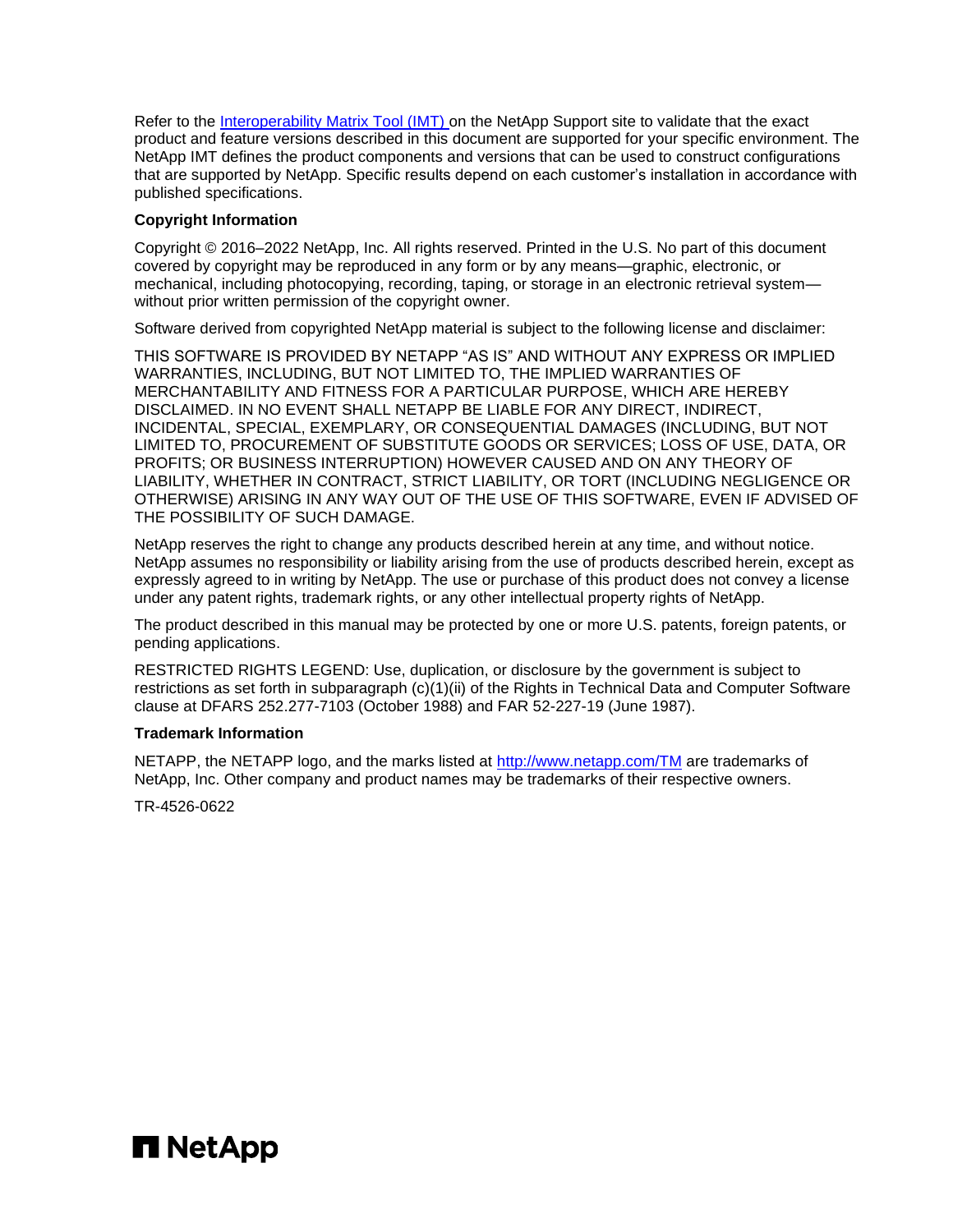Refer to the [Interoperability Matrix Tool (IMT)](#) on the NetApp Support site to validate that the exact product and feature versions described in this document are supported for your specific environment. The NetApp IMT defines the product components and versions that can be used to construct configurations that are supported by NetApp. Specific results depend on each customer's installation in accordance with published specifications.

**Copyright Information**

Copyright © 2016–2022 NetApp, Inc. All rights reserved. Printed in the U.S. No part of this document covered by copyright may be reproduced in any form or by any means—graphic, electronic, or mechanical, including photocopying, recording, taping, or storage in an electronic retrieval system—without prior written permission of the copyright owner.

Software derived from copyrighted NetApp material is subject to the following license and disclaimer:

THIS SOFTWARE IS PROVIDED BY NETAPP "AS IS" AND WITHOUT ANY EXPRESS OR IMPLIED WARRANTIES, INCLUDING, BUT NOT LIMITED TO, THE IMPLIED WARRANTIES OF MERCHANTABILITY AND FITNESS FOR A PARTICULAR PURPOSE, WHICH ARE HEREBY DISCLAIMED. IN NO EVENT SHALL NETAPP BE LIABLE FOR ANY DIRECT, INDIRECT, INCIDENTAL, SPECIAL, EXEMPLARY, OR CONSEQUENTIAL DAMAGES (INCLUDING, BUT NOT LIMITED TO, PROCUREMENT OF SUBSTITUTE GOODS OR SERVICES; LOSS OF USE, DATA, OR PROFITS; OR BUSINESS INTERRUPTION) HOWEVER CAUSED AND ON ANY THEORY OF LIABILITY, WHETHER IN CONTRACT, STRICT LIABILITY, OR TORT (INCLUDING NEGLIGENCE OR OTHERWISE) ARISING IN ANY WAY OUT OF THE USE OF THIS SOFTWARE, EVEN IF ADVISED OF THE POSSIBILITY OF SUCH DAMAGE.

NetApp reserves the right to change any products described herein at any time, and without notice. NetApp assumes no responsibility or liability arising from the use of products described herein, except as expressly agreed to in writing by NetApp. The use or purchase of this product does not convey a license under any patent rights, trademark rights, or any other intellectual property rights of NetApp.

The product described in this manual may be protected by one or more U.S. patents, foreign patents, or pending applications.

RESTRICTED RIGHTS LEGEND: Use, duplication, or disclosure by the government is subject to restrictions as set forth in subparagraph (c)(1)(ii) of the Rights in Technical Data and Computer Software clause at DFARS 252.277-7103 (October 1988) and FAR 52-227-19 (June 1987).

**Trademark Information**

NETAPP, the NETAPP logo, and the marks listed at http://www.netapp.com/TM are trademarks of NetApp, Inc. Other company and product names may be trademarks of their respective owners.

TR-4526-0622

NetApp